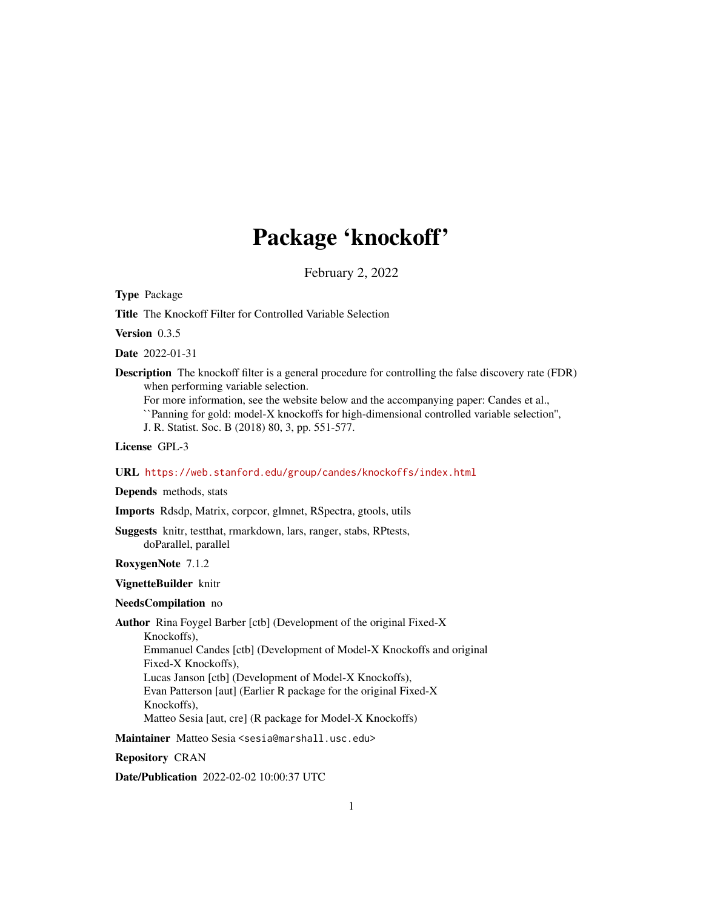# Package 'knockoff'

February 2, 2022

**Type** Package

**Title** The Knockoff Filter for Controlled Variable Selection

**Version** 0.3.5

**Date** 2022-01-31

**Description** The knockoff filter is a general procedure for controlling the false discovery rate (FDR) when performing variable selection.
For more information, see the website below and the accompanying paper: Candes et al., ``Panning for gold: model-X knockoffs for high-dimensional controlled variable selection'', J. R. Statist. Soc. B (2018) 80, 3, pp. 551-577.

**License** GPL-3

**URL** https://web.stanford.edu/group/candes/knockoffs/index.html

**Depends** methods, stats

**Imports** Rdsdp, Matrix, corpcor, glmnet, RSpectra, gtools, utils

**Suggests** knitr, testthat, rmarkdown, lars, ranger, stabs, RPtests, doParallel, parallel

**RoxygenNote** 7.1.2

**VignetteBuilder** knitr

**NeedsCompilation** no

**Author** Rina Foygel Barber [ctb] (Development of the original Fixed-X Knockoffs),
Emmanuel Candes [ctb] (Development of Model-X Knockoffs and original Fixed-X Knockoffs),
Lucas Janson [ctb] (Development of Model-X Knockoffs),
Evan Patterson [aut] (Earlier R package for the original Fixed-X Knockoffs),
Matteo Sesia [aut, cre] (R package for Model-X Knockoffs)

**Maintainer** Matteo Sesia <sesia@marshall.usc.edu>

**Repository** CRAN

**Date/Publication** 2022-02-02 10:00:37 UTC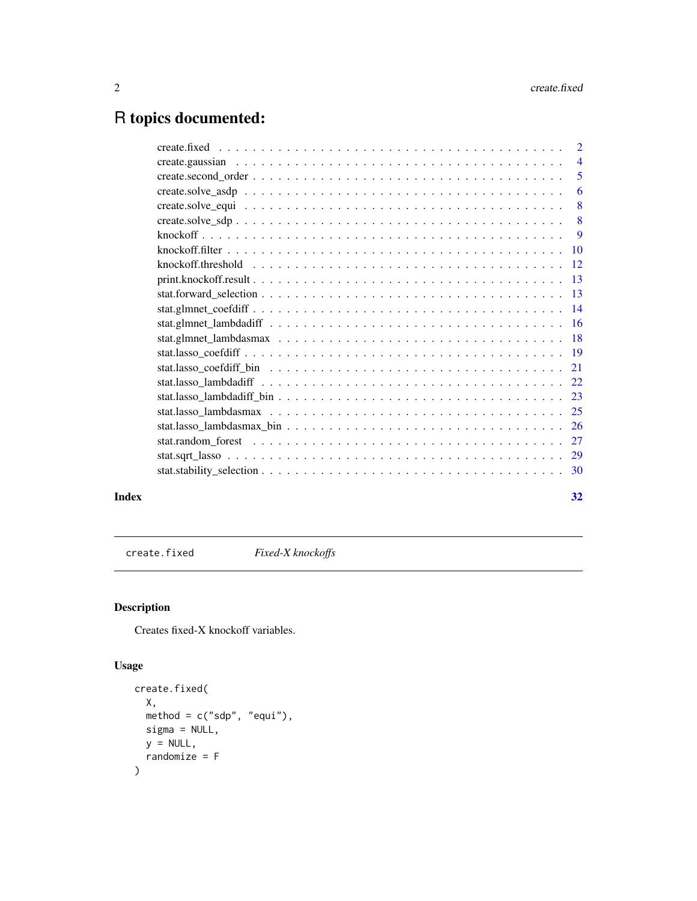# R topics documented:

| | |
|---|---|
| create.fixed | 2 |
| create.gaussian | 4 |
| create.second_order | 5 |
| create.solve_asdp | 6 |
| create.solve_equi | 8 |
| create.solve_sdp | 8 |
| knockoff | 9 |
| knockoff.filter | 10 |
| knockoff.threshold | 12 |
| print.knockoff.result | 13 |
| stat.forward_selection | 13 |
| stat.glmnet_coefdiff | 14 |
| stat.glmnet_lambdadiff | 16 |
| stat.glmnet_lambdasmax | 18 |
| stat.lasso_coefdiff | 19 |
| stat.lasso_coefdiff_bin | 21 |
| stat.lasso_lambdadiff | 22 |
| stat.lasso_lambdadiff_bin | 23 |
| stat.lasso_lambdasmax | 25 |
| stat.lasso_lambdasmax_bin | 26 |
| stat.random_forest | 27 |
| stat.sqrt_lasso | 29 |
| stat.stability_selection | 30 |

**Index** **32**

---

`create.fixed` *Fixed-X knockoffs*

---

## Description

Creates fixed-X knockoff variables.

## Usage

```
create.fixed(
  X,
  method = c("sdp", "equi"),
  sigma = NULL,
  y = NULL,
  randomize = F
)
```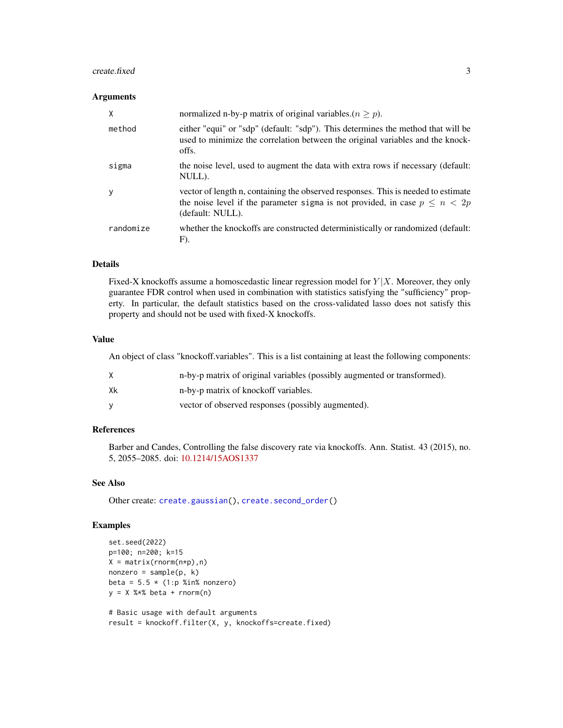### Arguments

| | |
|---|---|
| X | normalized n-by-p matrix of original variables.($n \geq p$). |
| method | either "equi" or "sdp" (default: "sdp"). This determines the method that will be used to minimize the correlation between the original variables and the knockoffs. |
| sigma | the noise level, used to augment the data with extra rows if necessary (default: NULL). |
| y | vector of length n, containing the observed responses. This is needed to estimate the noise level if the parameter `sigma` is not provided, in case $p \leq n < 2p$ (default: NULL). |
| randomize | whether the knockoffs are constructed deterministically or randomized (default: F). |

### Details

Fixed-X knockoffs assume a homoscedastic linear regression model for $Y|X$. Moreover, they only guarantee FDR control when used in combination with statistics satisfying the "sufficiency" property. In particular, the default statistics based on the cross-validated lasso does not satisfy this property and should not be used with fixed-X knockoffs.

### Value

An object of class "knockoff.variables". This is a list containing at least the following components:

| | |
|---|---|
| X | n-by-p matrix of original variables (possibly augmented or transformed). |
| Xk | n-by-p matrix of knockoff variables. |
| y | vector of observed responses (possibly augmented). |

### References

Barber and Candes, Controlling the false discovery rate via knockoffs. Ann. Statist. 43 (2015), no. 5, 2055–2085. doi: 10.1214/15AOS1337

### See Also

Other create: `create.gaussian()`, `create.second_order()`

### Examples

```
set.seed(2022)
p=100; n=200; k=15
X = matrix(rnorm(n*p),n)
nonzero = sample(p, k)
beta = 5.5 * (1:p %in% nonzero)
y = X %*% beta + rnorm(n)

# Basic usage with default arguments
result = knockoff.filter(X, y, knockoffs=create.fixed)
```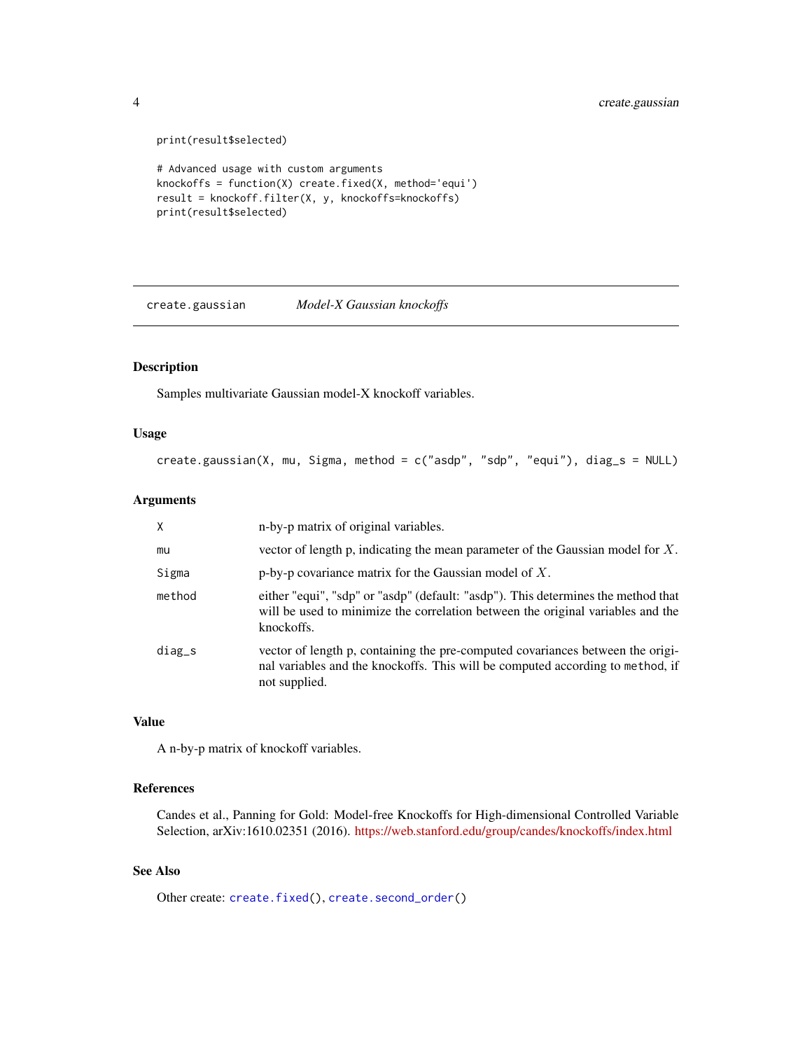```
print(result$selected)

# Advanced usage with custom arguments
knockoffs = function(X) create.fixed(X, method='equi')
result = knockoff.filter(X, y, knockoffs=knockoffs)
print(result$selected)
```

## create.gaussian *Model-X Gaussian knockoffs*

### Description

Samples multivariate Gaussian model-X knockoff variables.

### Usage

```
create.gaussian(X, mu, Sigma, method = c("asdp", "sdp", "equi"), diag_s = NULL)
```

### Arguments

| | |
|---|---|
| X | n-by-p matrix of original variables. |
| mu | vector of length p, indicating the mean parameter of the Gaussian model for $X$. |
| Sigma | p-by-p covariance matrix for the Gaussian model of $X$. |
| method | either "equi", "sdp" or "asdp" (default: "asdp"). This determines the method that will be used to minimize the correlation between the original variables and the knockoffs. |
| diag_s | vector of length p, containing the pre-computed covariances between the original variables and the knockoffs. This will be computed according to `method`, if not supplied. |

### Value

A n-by-p matrix of knockoff variables.

### References

Candes et al., Panning for Gold: Model-free Knockoffs for High-dimensional Controlled Variable Selection, arXiv:1610.02351 (2016). https://web.stanford.edu/group/candes/knockoffs/index.html

### See Also

Other create: `create.fixed()`, `create.second_order()`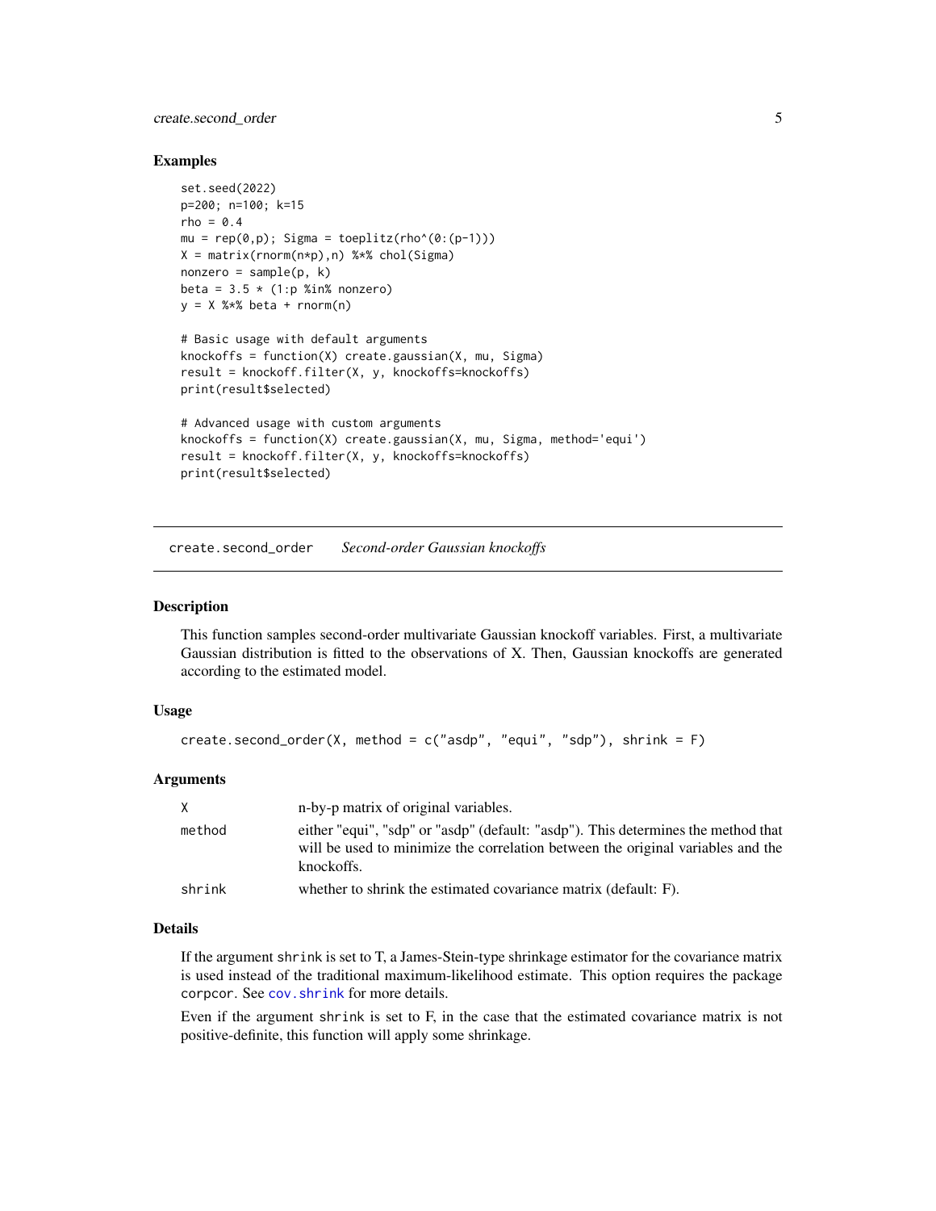### Examples

```
set.seed(2022)
p=200; n=100; k=15
rho = 0.4
mu = rep(0,p); Sigma = toeplitz(rho^(0:(p-1)))
X = matrix(rnorm(n*p),n) %*% chol(Sigma)
nonzero = sample(p, k)
beta = 3.5 * (1:p %in% nonzero)
y = X %*% beta + rnorm(n)

# Basic usage with default arguments
knockoffs = function(X) create.gaussian(X, mu, Sigma)
result = knockoff.filter(X, y, knockoffs=knockoffs)
print(result$selected)

# Advanced usage with custom arguments
knockoffs = function(X) create.gaussian(X, mu, Sigma, method='equi')
result = knockoff.filter(X, y, knockoffs=knockoffs)
print(result$selected)
```

---

## create.second_order — *Second-order Gaussian knockoffs*

### Description

This function samples second-order multivariate Gaussian knockoff variables. First, a multivariate Gaussian distribution is fitted to the observations of X. Then, Gaussian knockoffs are generated according to the estimated model.

### Usage

```
create.second_order(X, method = c("asdp", "equi", "sdp"), shrink = F)
```

### Arguments

| | |
|---|---|
| X | n-by-p matrix of original variables. |
| method | either "equi", "sdp" or "asdp" (default: "asdp"). This determines the method that will be used to minimize the correlation between the original variables and the knockoffs. |
| shrink | whether to shrink the estimated covariance matrix (default: F). |

### Details

If the argument `shrink` is set to T, a James-Stein-type shrinkage estimator for the covariance matrix is used instead of the traditional maximum-likelihood estimate. This option requires the package `corpcor`. See `cov.shrink` for more details.

Even if the argument `shrink` is set to F, in the case that the estimated covariance matrix is not positive-definite, this function will apply some shrinkage.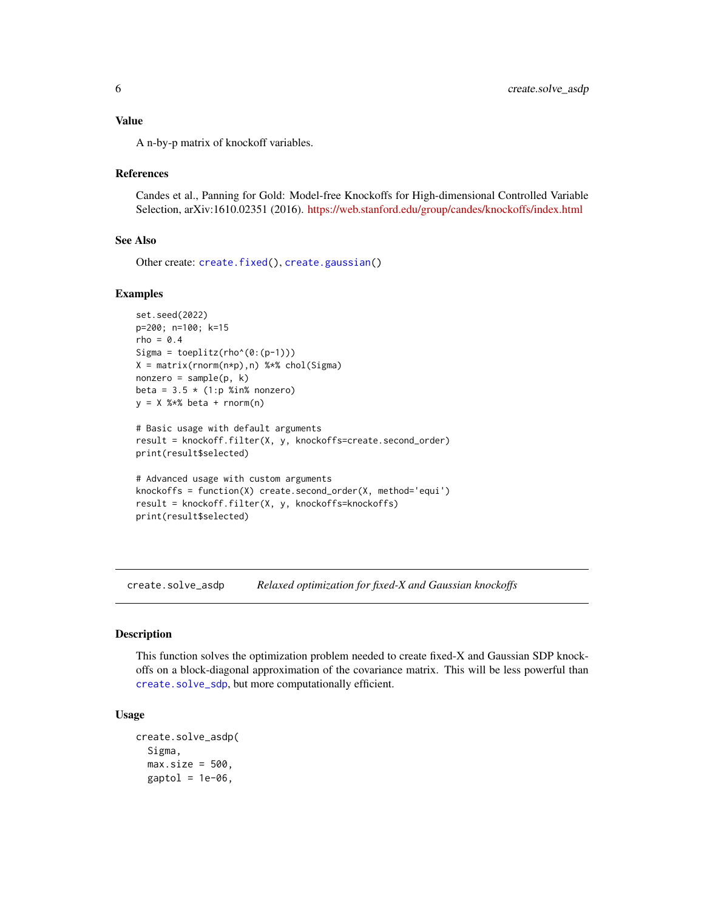### Value

A n-by-p matrix of knockoff variables.

### References

Candes et al., Panning for Gold: Model-free Knockoffs for High-dimensional Controlled Variable Selection, arXiv:1610.02351 (2016). https://web.stanford.edu/group/candes/knockoffs/index.html

### See Also

Other create: `create.fixed()`, `create.gaussian()`

### Examples

```
set.seed(2022)
p=200; n=100; k=15
rho = 0.4
Sigma = toeplitz(rho^(0:(p-1)))
X = matrix(rnorm(n*p),n) %*% chol(Sigma)
nonzero = sample(p, k)
beta = 3.5 * (1:p %in% nonzero)
y = X %*% beta + rnorm(n)

# Basic usage with default arguments
result = knockoff.filter(X, y, knockoffs=create.second_order)
print(result$selected)

# Advanced usage with custom arguments
knockoffs = function(X) create.second_order(X, method='equi')
result = knockoff.filter(X, y, knockoffs=knockoffs)
print(result$selected)
```

---

## `create.solve_asdp` *Relaxed optimization for fixed-X and Gaussian knockoffs*

---

### Description

This function solves the optimization problem needed to create fixed-X and Gaussian SDP knockoffs on a block-diagonal approximation of the covariance matrix. This will be less powerful than `create.solve_sdp`, but more computationally efficient.

### Usage

```
create.solve_asdp(
  Sigma,
  max.size = 500,
  gaptol = 1e-06,
```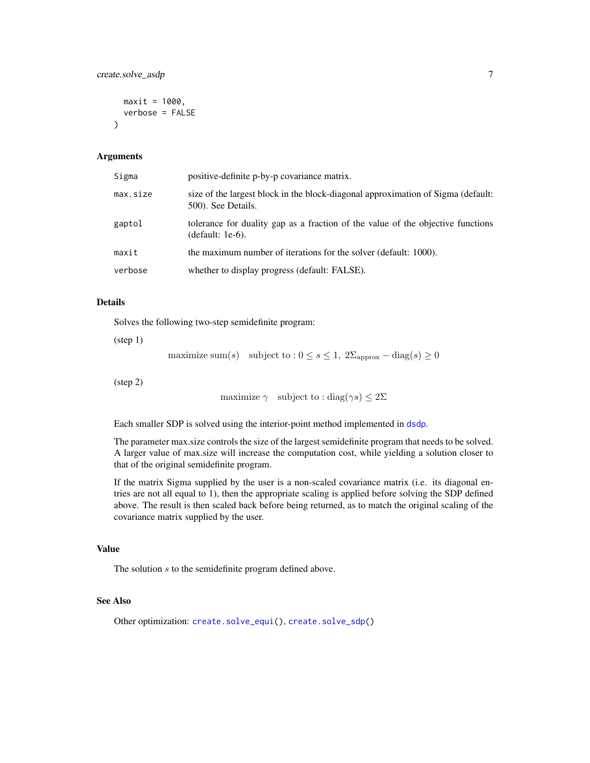```
  maxit = 1000,
  verbose = FALSE
)
```

## Arguments

| | |
|---|---|
| `Sigma` | positive-definite p-by-p covariance matrix. |
| `max.size` | size of the largest block in the block-diagonal approximation of Sigma (default: 500). See Details. |
| `gaptol` | tolerance for duality gap as a fraction of the value of the objective functions (default: 1e-6). |
| `maxit` | the maximum number of iterations for the solver (default: 1000). |
| `verbose` | whether to display progress (default: FALSE). |

## Details

Solves the following two-step semidefinite program:

(step 1)

$$\text{maximize } \operatorname{sum}(s) \quad \text{subject to} : 0 \leq s \leq 1,\ 2\Sigma_{\text{approx}} - \operatorname{diag}(s) \geq 0$$

(step 2)

$$\text{maximize } \gamma \quad \text{subject to} : \operatorname{diag}(\gamma s) \leq 2\Sigma$$

Each smaller SDP is solved using the interior-point method implemented in `dsdp`.

The parameter max.size controls the size of the largest semidefinite program that needs to be solved. A larger value of max.size will increase the computation cost, while yielding a solution closer to that of the original semidefinite program.

If the matrix Sigma supplied by the user is a non-scaled covariance matrix (i.e. its diagonal entries are not all equal to 1), then the appropriate scaling is applied before solving the SDP defined above. The result is then scaled back before being returned, as to match the original scaling of the covariance matrix supplied by the user.

## Value

The solution $s$ to the semidefinite program defined above.

## See Also

Other optimization: `create.solve_equi()`, `create.solve_sdp()`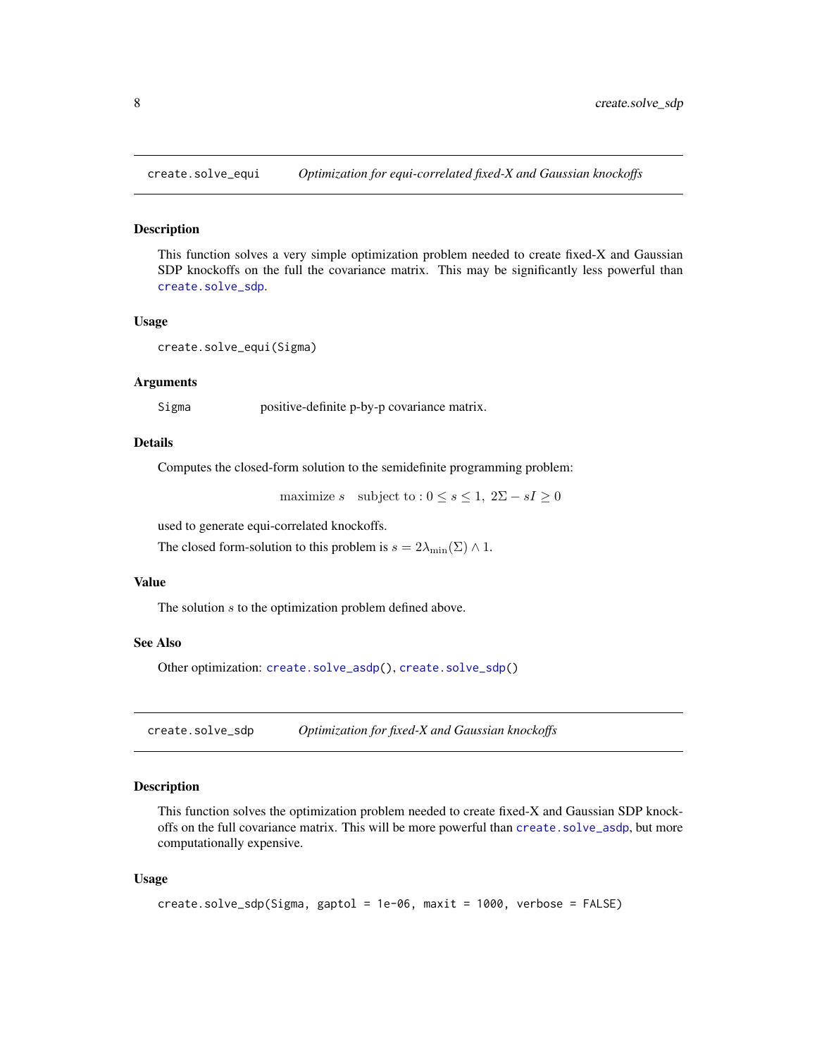## create.solve_equi — *Optimization for equi-correlated fixed-X and Gaussian knockoffs*

### Description

This function solves a very simple optimization problem needed to create fixed-X and Gaussian SDP knockoffs on the full the covariance matrix. This may be significantly less powerful than create.solve_sdp.

### Usage

```
create.solve_equi(Sigma)
```

### Arguments

| | |
|---|---|
| Sigma | positive-definite p-by-p covariance matrix. |

### Details

Computes the closed-form solution to the semidefinite programming problem:

$$\text{maximize } s \quad \text{subject to} : 0 \leq s \leq 1, \; 2\Sigma - sI \geq 0$$

used to generate equi-correlated knockoffs.

The closed form-solution to this problem is $s = 2\lambda_{\min}(\Sigma) \wedge 1$.

### Value

The solution $s$ to the optimization problem defined above.

### See Also

Other optimization: create.solve_asdp(), create.solve_sdp()

## create.solve_sdp — *Optimization for fixed-X and Gaussian knockoffs*

### Description

This function solves the optimization problem needed to create fixed-X and Gaussian SDP knockoffs on the full covariance matrix. This will be more powerful than create.solve_asdp, but more computationally expensive.

### Usage

```
create.solve_sdp(Sigma, gaptol = 1e-06, maxit = 1000, verbose = FALSE)
```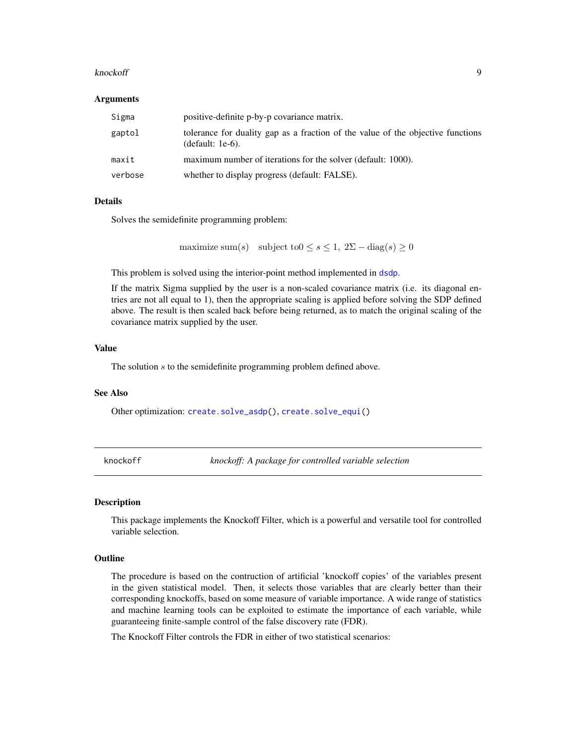### Arguments

| | |
|---|---|
| Sigma | positive-definite p-by-p covariance matrix. |
| gaptol | tolerance for duality gap as a fraction of the value of the objective functions (default: 1e-6). |
| maxit | maximum number of iterations for the solver (default: 1000). |
| verbose | whether to display progress (default: FALSE). |

### Details

Solves the semidefinite programming problem:

$$\text{maximize } \text{sum}(s) \quad \text{subject to} 0 \leq s \leq 1, \; 2\Sigma - \text{diag}(s) \geq 0$$

This problem is solved using the interior-point method implemented in dsdp.

If the matrix Sigma supplied by the user is a non-scaled covariance matrix (i.e. its diagonal entries are not all equal to 1), then the appropriate scaling is applied before solving the SDP defined above. The result is then scaled back before being returned, as to match the original scaling of the covariance matrix supplied by the user.

### Value

The solution $s$ to the semidefinite programming problem defined above.

### See Also

Other optimization: create.solve_asdp(), create.solve_equi()

---

## knockoff — *knockoff: A package for controlled variable selection*

### Description

This package implements the Knockoff Filter, which is a powerful and versatile tool for controlled variable selection.

### Outline

The procedure is based on the contruction of artificial 'knockoff copies' of the variables present in the given statistical model. Then, it selects those variables that are clearly better than their corresponding knockoffs, based on some measure of variable importance. A wide range of statistics and machine learning tools can be exploited to estimate the importance of each variable, while guaranteeing finite-sample control of the false discovery rate (FDR).

The Knockoff Filter controls the FDR in either of two statistical scenarios: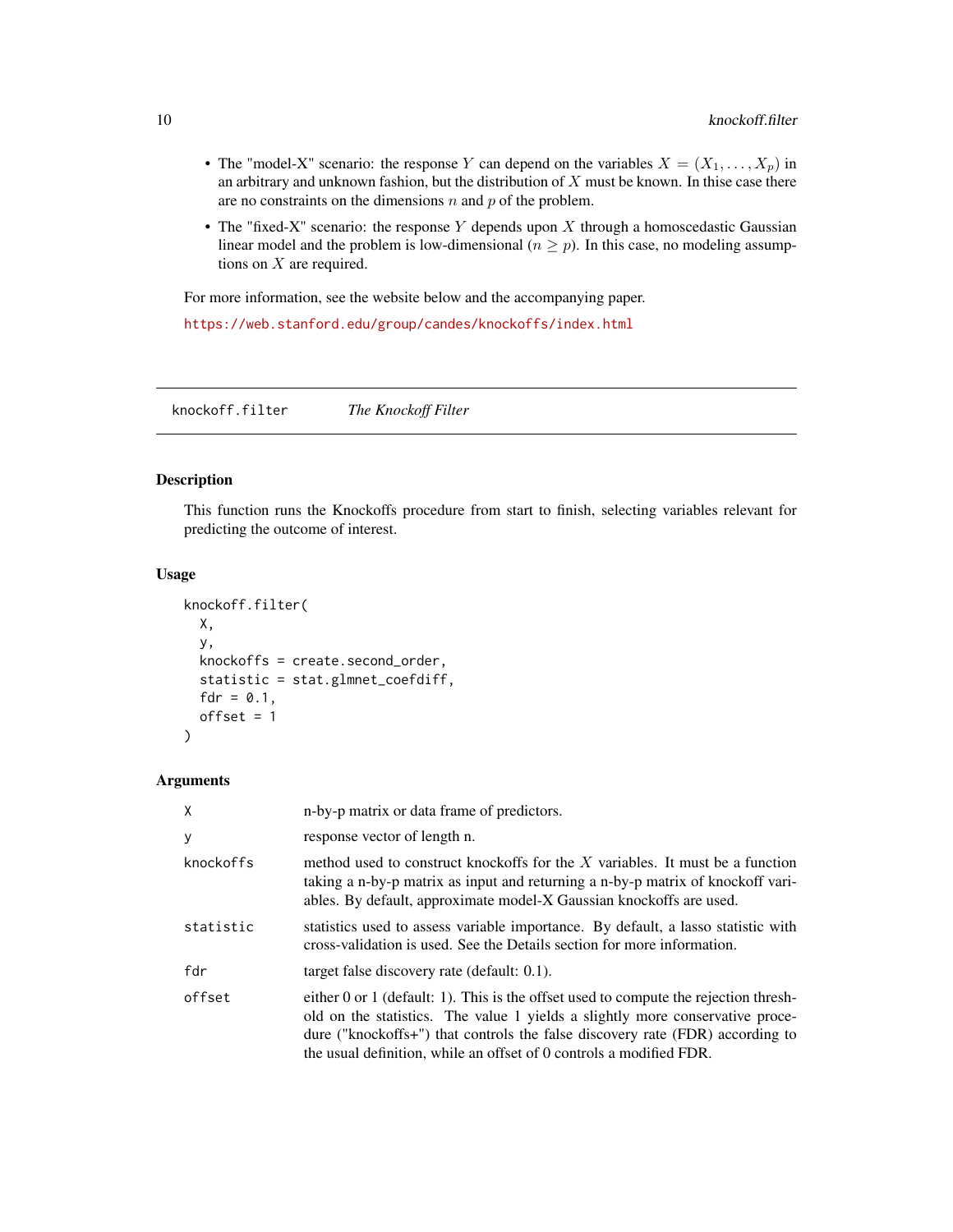- The "model-X" scenario: the response $Y$ can depend on the variables $X = (X_1, \ldots, X_p)$ in an arbitrary and unknown fashion, but the distribution of $X$ must be known. In thise case there are no constraints on the dimensions $n$ and $p$ of the problem.
- The "fixed-X" scenario: the response $Y$ depends upon $X$ through a homoscedastic Gaussian linear model and the problem is low-dimensional ($n \geq p$). In this case, no modeling assumptions on $X$ are required.

For more information, see the website below and the accompanying paper.

https://web.stanford.edu/group/candes/knockoffs/index.html

---

## knockoff.filter *The Knockoff Filter*

### Description

This function runs the Knockoffs procedure from start to finish, selecting variables relevant for predicting the outcome of interest.

### Usage

```
knockoff.filter(
  X,
  y,
  knockoffs = create.second_order,
  statistic = stat.glmnet_coefdiff,
  fdr = 0.1,
  offset = 1
)
```

### Arguments

| | |
|---|---|
| X | n-by-p matrix or data frame of predictors. |
| y | response vector of length n. |
| knockoffs | method used to construct knockoffs for the $X$ variables. It must be a function taking a n-by-p matrix as input and returning a n-by-p matrix of knockoff variables. By default, approximate model-X Gaussian knockoffs are used. |
| statistic | statistics used to assess variable importance. By default, a lasso statistic with cross-validation is used. See the Details section for more information. |
| fdr | target false discovery rate (default: 0.1). |
| offset | either 0 or 1 (default: 1). This is the offset used to compute the rejection threshold on the statistics. The value 1 yields a slightly more conservative procedure ("knockoffs+") that controls the false discovery rate (FDR) according to the usual definition, while an offset of 0 controls a modified FDR. |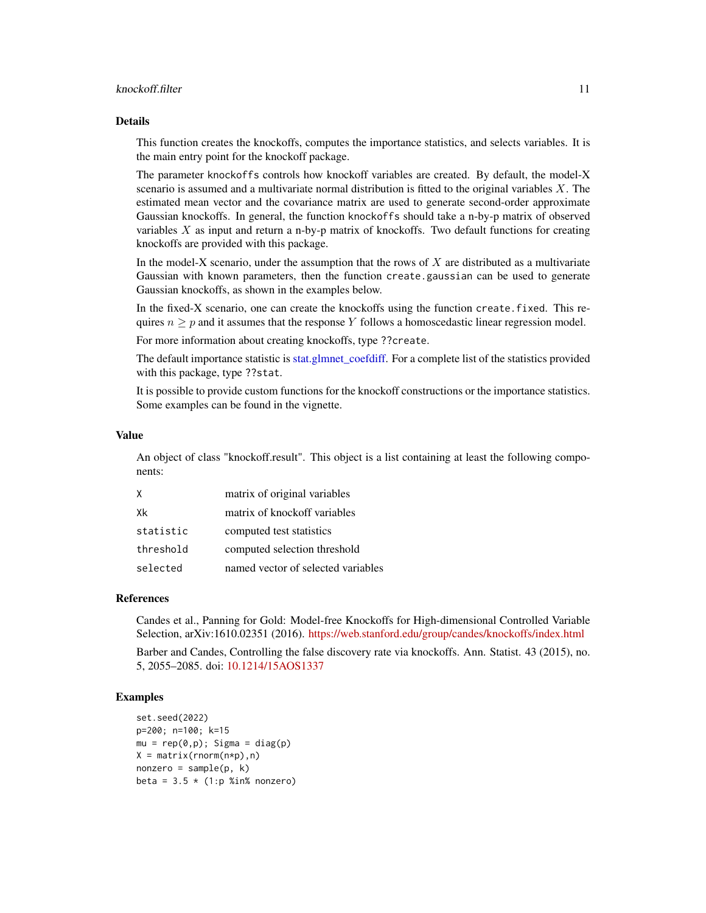## Details

This function creates the knockoffs, computes the importance statistics, and selects variables. It is the main entry point for the knockoff package.

The parameter `knockoffs` controls how knockoff variables are created. By default, the model-X scenario is assumed and a multivariate normal distribution is fitted to the original variables $X$. The estimated mean vector and the covariance matrix are used to generate second-order approximate Gaussian knockoffs. In general, the function `knockoffs` should take a n-by-p matrix of observed variables $X$ as input and return a n-by-p matrix of knockoffs. Two default functions for creating knockoffs are provided with this package.

In the model-X scenario, under the assumption that the rows of $X$ are distributed as a multivariate Gaussian with known parameters, then the function `create.gaussian` can be used to generate Gaussian knockoffs, as shown in the examples below.

In the fixed-X scenario, one can create the knockoffs using the function `create.fixed`. This requires $n \geq p$ and it assumes that the response $Y$ follows a homoscedastic linear regression model.

For more information about creating knockoffs, type `??create`.

The default importance statistic is stat.glmnet_coefdiff. For a complete list of the statistics provided with this package, type `??stat`.

It is possible to provide custom functions for the knockoff constructions or the importance statistics. Some examples can be found in the vignette.

## Value

An object of class "knockoff.result". This object is a list containing at least the following components:

| | |
|---|---|
| `X` | matrix of original variables |
| `Xk` | matrix of knockoff variables |
| `statistic` | computed test statistics |
| `threshold` | computed selection threshold |
| `selected` | named vector of selected variables |

## References

Candes et al., Panning for Gold: Model-free Knockoffs for High-dimensional Controlled Variable Selection, arXiv:1610.02351 (2016). https://web.stanford.edu/group/candes/knockoffs/index.html

Barber and Candes, Controlling the false discovery rate via knockoffs. Ann. Statist. 43 (2015), no. 5, 2055–2085. doi: 10.1214/15AOS1337

## Examples

```
set.seed(2022)
p=200; n=100; k=15
mu = rep(0,p); Sigma = diag(p)
X = matrix(rnorm(n*p),n)
nonzero = sample(p, k)
beta = 3.5 * (1:p %in% nonzero)
```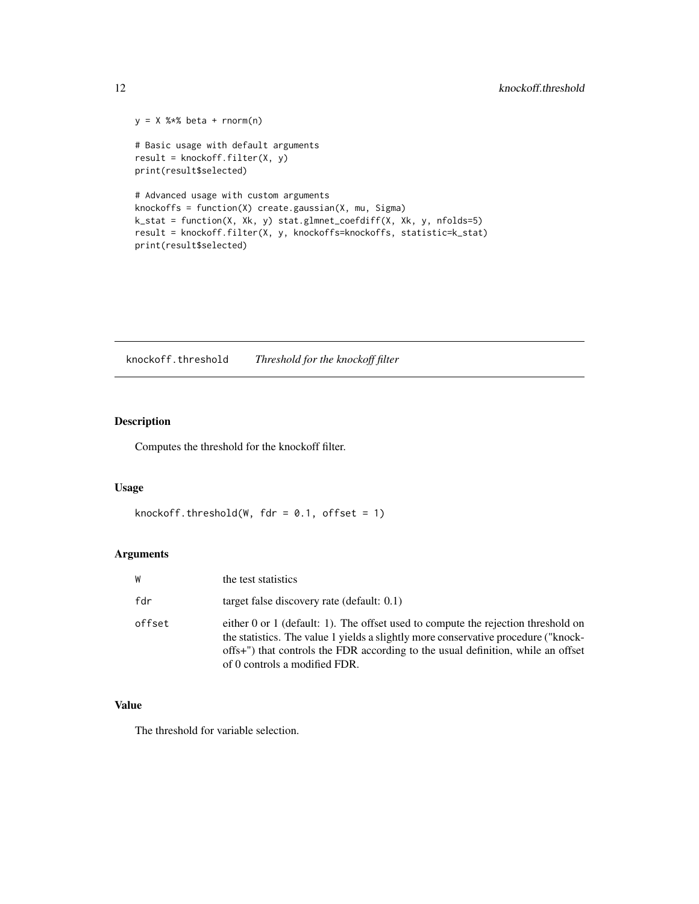```
y = X %*% beta + rnorm(n)

# Basic usage with default arguments
result = knockoff.filter(X, y)
print(result$selected)

# Advanced usage with custom arguments
knockoffs = function(X) create.gaussian(X, mu, Sigma)
k_stat = function(X, Xk, y) stat.glmnet_coefdiff(X, Xk, y, nfolds=5)
result = knockoff.filter(X, y, knockoffs=knockoffs, statistic=k_stat)
print(result$selected)
```

---

## knockoff.threshold *Threshold for the knockoff filter*

---

### Description

Computes the threshold for the knockoff filter.

### Usage

```
knockoff.threshold(W, fdr = 0.1, offset = 1)
```

### Arguments

| | |
|---|---|
| W | the test statistics |
| fdr | target false discovery rate (default: 0.1) |
| offset | either 0 or 1 (default: 1). The offset used to compute the rejection threshold on the statistics. The value 1 yields a slightly more conservative procedure ("knockoffs+") that controls the FDR according to the usual definition, while an offset of 0 controls a modified FDR. |

### Value

The threshold for variable selection.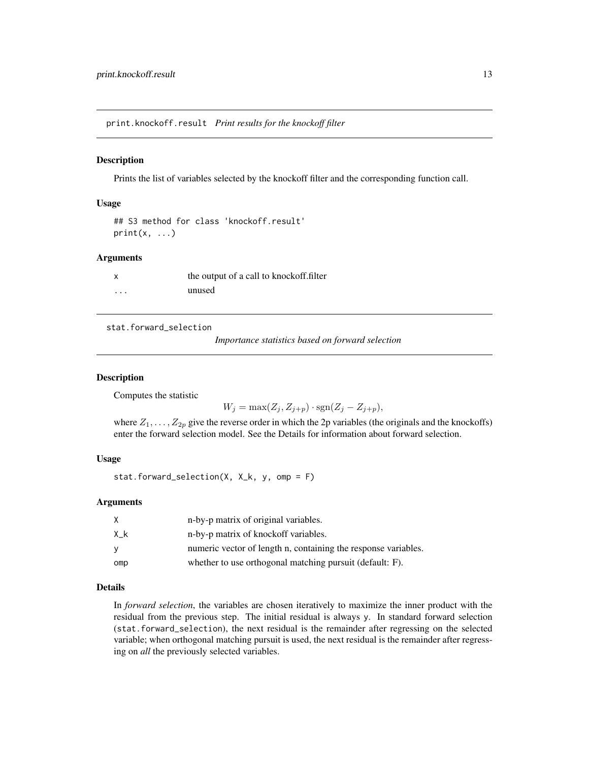## print.knockoff.result *Print results for the knockoff filter*

### Description

Prints the list of variables selected by the knockoff filter and the corresponding function call.

### Usage

```
## S3 method for class 'knockoff.result'
print(x, ...)
```

### Arguments

| | |
|---|---|
| x | the output of a call to knockoff.filter |
| ... | unused |

## stat.forward_selection *Importance statistics based on forward selection*

### Description

Computes the statistic

$$W_j = \max(Z_j, Z_{j+p}) \cdot \mathrm{sgn}(Z_j - Z_{j+p}),$$

where $Z_1, \ldots, Z_{2p}$ give the reverse order in which the 2p variables (the originals and the knockoffs) enter the forward selection model. See the Details for information about forward selection.

### Usage

```
stat.forward_selection(X, X_k, y, omp = F)
```

### Arguments

| | |
|---|---|
| X | n-by-p matrix of original variables. |
| X_k | n-by-p matrix of knockoff variables. |
| y | numeric vector of length n, containing the response variables. |
| omp | whether to use orthogonal matching pursuit (default: F). |

### Details

In *forward selection*, the variables are chosen iteratively to maximize the inner product with the residual from the previous step. The initial residual is always y. In standard forward selection (stat.forward_selection), the next residual is the remainder after regressing on the selected variable; when orthogonal matching pursuit is used, the next residual is the remainder after regressing on *all* the previously selected variables.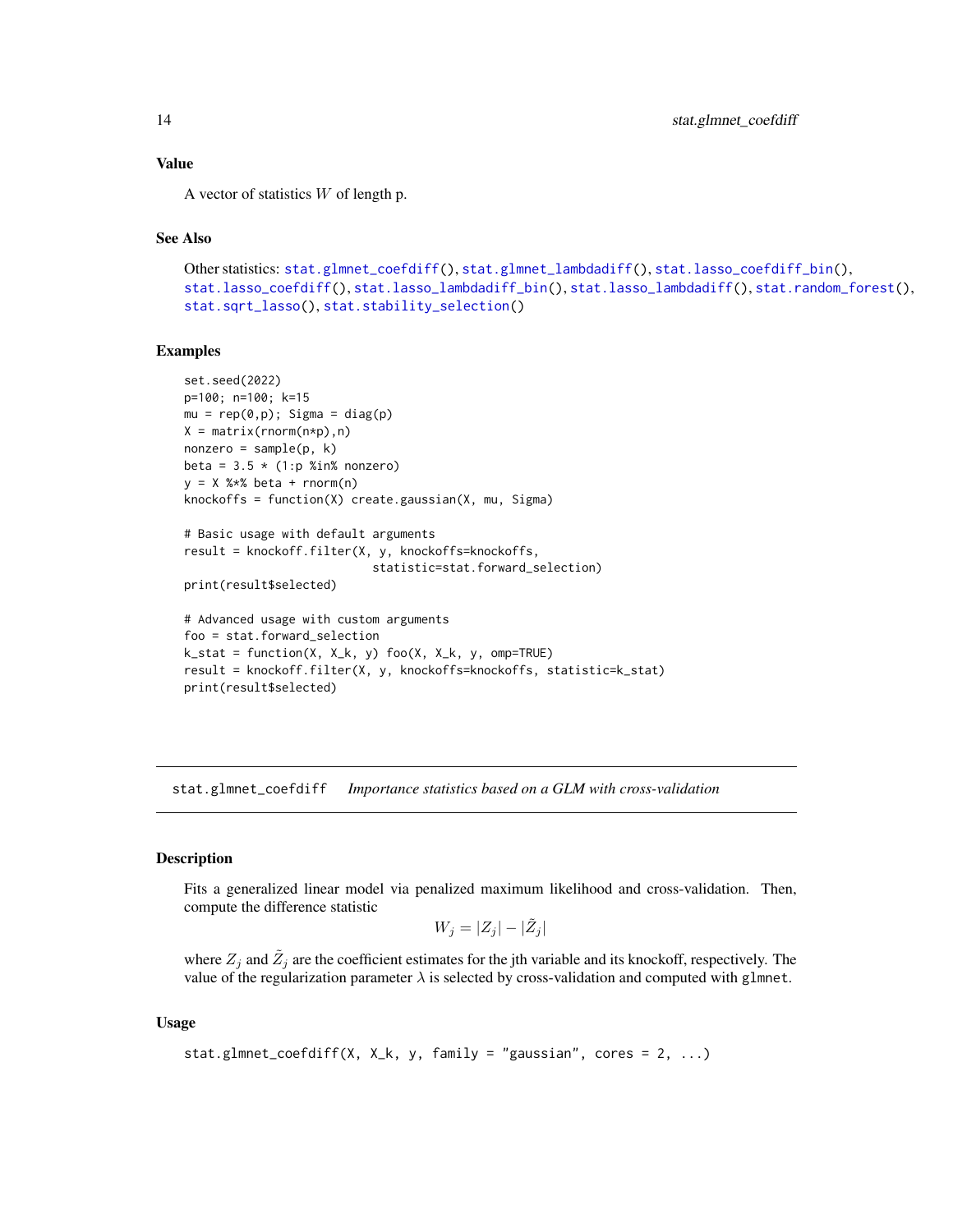### Value

A vector of statistics $W$ of length p.

### See Also

Other statistics: stat.glmnet_coefdiff(), stat.glmnet_lambdadiff(), stat.lasso_coefdiff_bin(), stat.lasso_coefdiff(), stat.lasso_lambdadiff_bin(), stat.lasso_lambdadiff(), stat.random_forest(), stat.sqrt_lasso(), stat.stability_selection()

### Examples

```
set.seed(2022)
p=100; n=100; k=15
mu = rep(0,p); Sigma = diag(p)
X = matrix(rnorm(n*p),n)
nonzero = sample(p, k)
beta = 3.5 * (1:p %in% nonzero)
y = X %*% beta + rnorm(n)
knockoffs = function(X) create.gaussian(X, mu, Sigma)

# Basic usage with default arguments
result = knockoff.filter(X, y, knockoffs=knockoffs,
                           statistic=stat.forward_selection)
print(result$selected)

# Advanced usage with custom arguments
foo = stat.forward_selection
k_stat = function(X, X_k, y) foo(X, X_k, y, omp=TRUE)
result = knockoff.filter(X, y, knockoffs=knockoffs, statistic=k_stat)
print(result$selected)
```

---

## stat.glmnet_coefdiff    *Importance statistics based on a GLM with cross-validation*

### Description

Fits a generalized linear model via penalized maximum likelihood and cross-validation. Then, compute the difference statistic

$$W_j = |Z_j| - |\tilde{Z}_j|$$

where $Z_j$ and $\tilde{Z}_j$ are the coefficient estimates for the jth variable and its knockoff, respectively. The value of the regularization parameter $\lambda$ is selected by cross-validation and computed with `glmnet`.

### Usage

```
stat.glmnet_coefdiff(X, X_k, y, family = "gaussian", cores = 2, ...)
```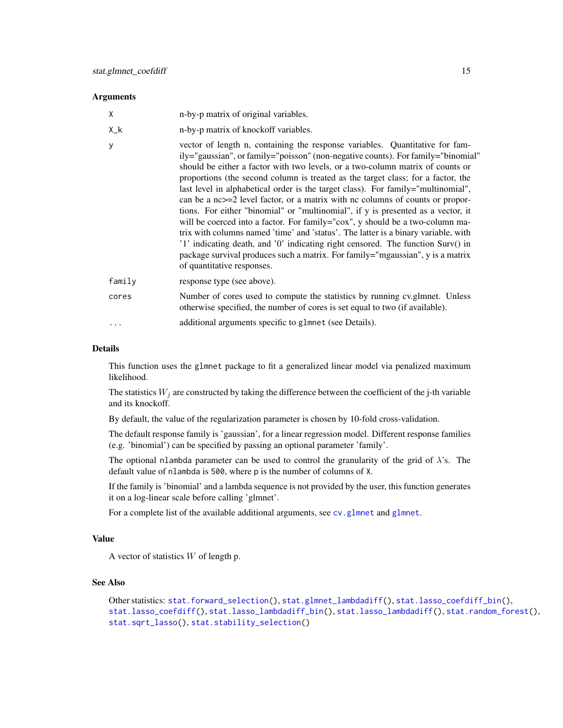### Arguments

| | |
|---|---|
| X | n-by-p matrix of original variables. |
| X_k | n-by-p matrix of knockoff variables. |
| y | vector of length n, containing the response variables. Quantitative for family="gaussian", or family="poisson" (non-negative counts). For family="binomial" should be either a factor with two levels, or a two-column matrix of counts or proportions (the second column is treated as the target class; for a factor, the last level in alphabetical order is the target class). For family="multinomial", can be a nc>=2 level factor, or a matrix with nc columns of counts or proportions. For either "binomial" or "multinomial", if y is presented as a vector, it will be coerced into a factor. For family="cox", y should be a two-column matrix with columns named 'time' and 'status'. The latter is a binary variable, with '1' indicating death, and '0' indicating right censored. The function Surv() in package survival produces such a matrix. For family="mgaussian", y is a matrix of quantitative responses. |
| family | response type (see above). |
| cores | Number of cores used to compute the statistics by running cv.glmnet. Unless otherwise specified, the number of cores is set equal to two (if available). |
| ... | additional arguments specific to `glmnet` (see Details). |

### Details

This function uses the `glmnet` package to fit a generalized linear model via penalized maximum likelihood.

The statistics $W_j$ are constructed by taking the difference between the coefficient of the j-th variable and its knockoff.

By default, the value of the regularization parameter is chosen by 10-fold cross-validation.

The default response family is 'gaussian', for a linear regression model. Different response families (e.g. 'binomial') can be specified by passing an optional parameter 'family'.

The optional `nlambda` parameter can be used to control the granularity of the grid of $\lambda$'s. The default value of `nlambda` is `500`, where `p` is the number of columns of `X`.

If the family is 'binomial' and a lambda sequence is not provided by the user, this function generates it on a log-linear scale before calling 'glmnet'.

For a complete list of the available additional arguments, see `cv.glmnet` and `glmnet`.

### Value

A vector of statistics $W$ of length p.

### See Also

Other statistics: `stat.forward_selection()`, `stat.glmnet_lambdadiff()`, `stat.lasso_coefdiff_bin()`, `stat.lasso_coefdiff()`, `stat.lasso_lambdadiff_bin()`, `stat.lasso_lambdadiff()`, `stat.random_forest()`, `stat.sqrt_lasso()`, `stat.stability_selection()`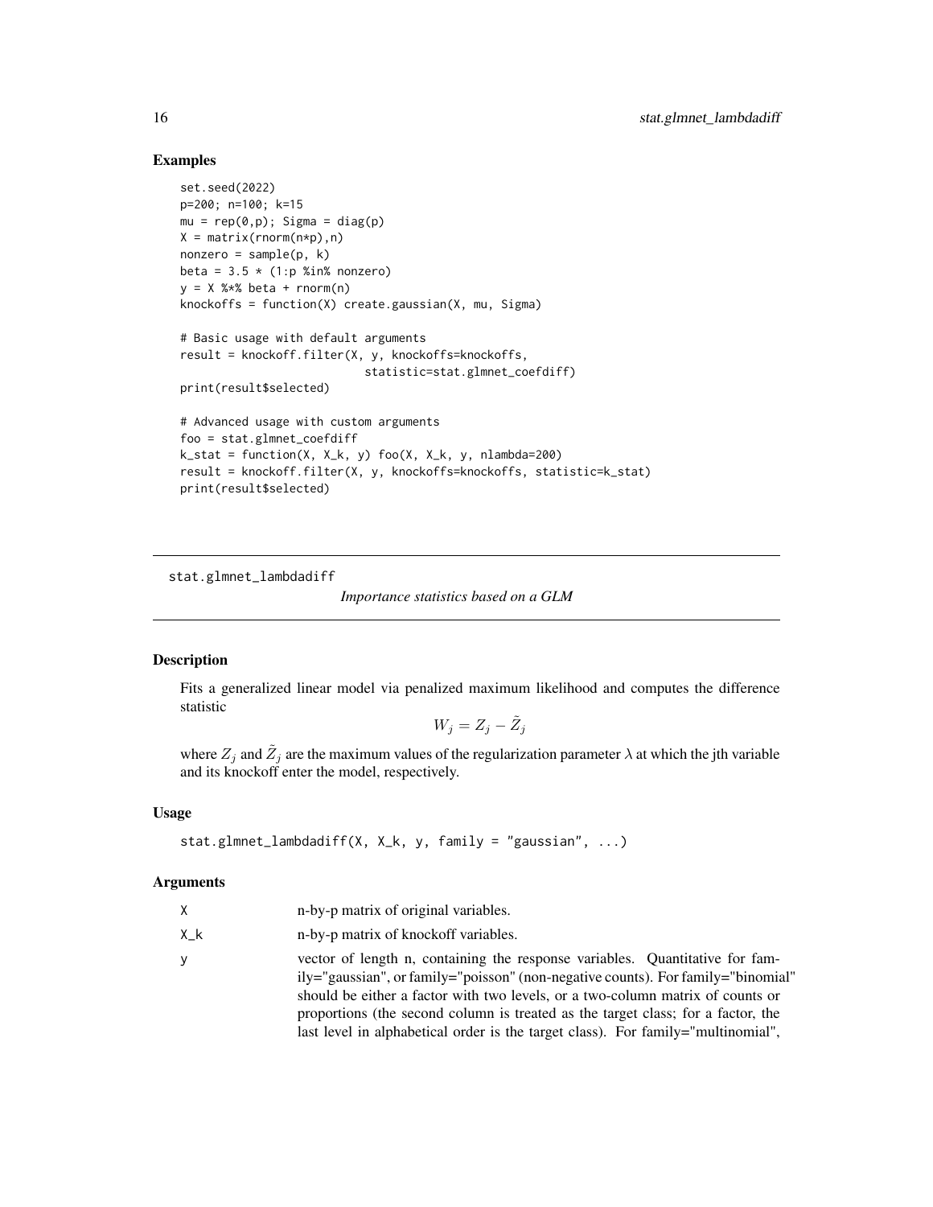### Examples

```
set.seed(2022)
p=200; n=100; k=15
mu = rep(0,p); Sigma = diag(p)
X = matrix(rnorm(n*p),n)
nonzero = sample(p, k)
beta = 3.5 * (1:p %in% nonzero)
y = X %*% beta + rnorm(n)
knockoffs = function(X) create.gaussian(X, mu, Sigma)

# Basic usage with default arguments
result = knockoff.filter(X, y, knockoffs=knockoffs,
                         statistic=stat.glmnet_coefdiff)
print(result$selected)

# Advanced usage with custom arguments
foo = stat.glmnet_coefdiff
k_stat = function(X, X_k, y) foo(X, X_k, y, nlambda=200)
result = knockoff.filter(X, y, knockoffs=knockoffs, statistic=k_stat)
print(result$selected)
```

---

## stat.glmnet_lambdadiff — *Importance statistics based on a GLM*

### Description

Fits a generalized linear model via penalized maximum likelihood and computes the difference statistic

$$W_j = Z_j - \tilde{Z}_j$$

where $Z_j$ and $\tilde{Z}_j$ are the maximum values of the regularization parameter $\lambda$ at which the jth variable and its knockoff enter the model, respectively.

### Usage

```
stat.glmnet_lambdadiff(X, X_k, y, family = "gaussian", ...)
```

### Arguments

| | |
|---|---|
| X | n-by-p matrix of original variables. |
| X_k | n-by-p matrix of knockoff variables. |
| y | vector of length n, containing the response variables. Quantitative for family="gaussian", or family="poisson" (non-negative counts). For family="binomial" should be either a factor with two levels, or a two-column matrix of counts or proportions (the second column is treated as the target class; for a factor, the last level in alphabetical order is the target class). For family="multinomial", |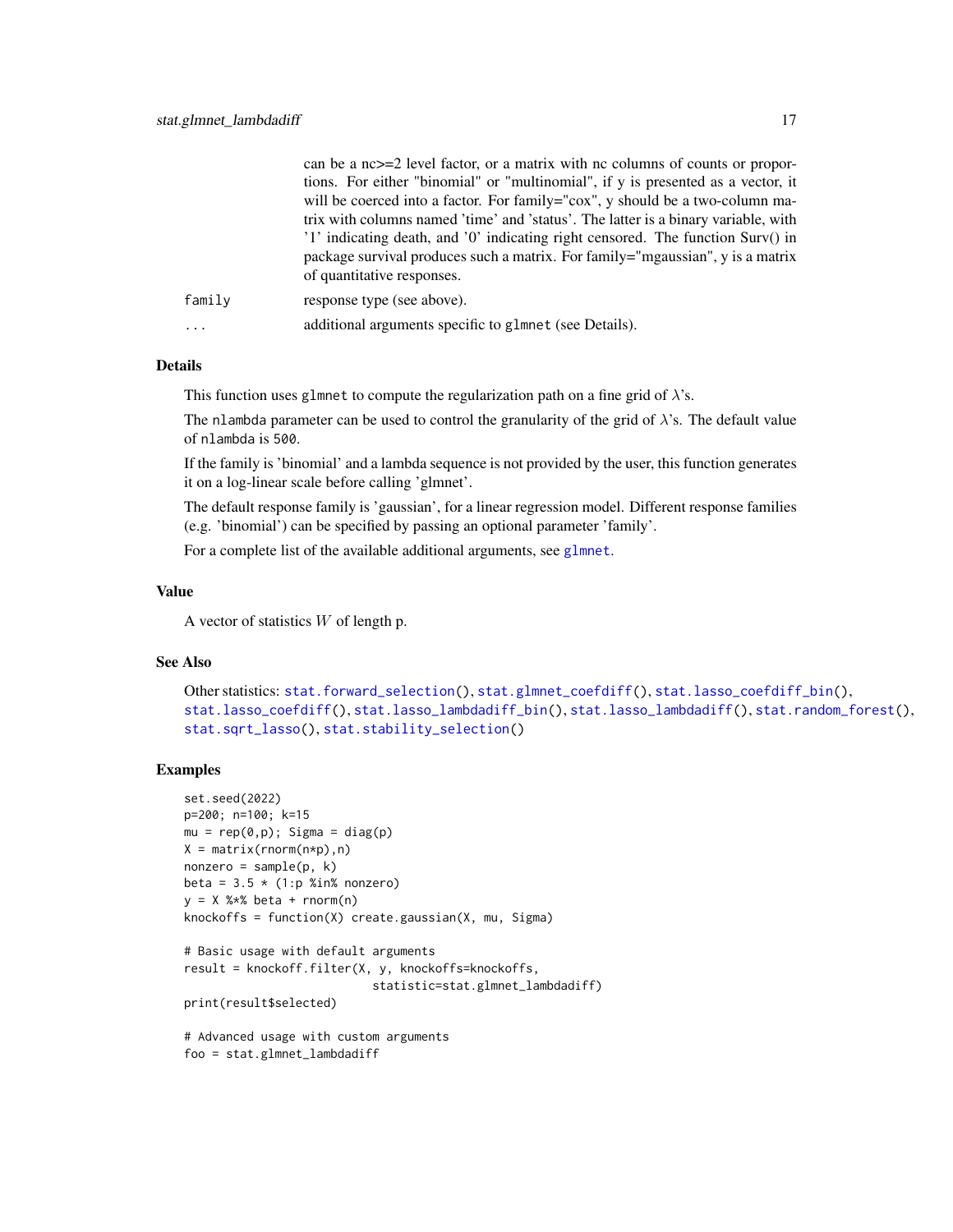can be a nc>=2 level factor, or a matrix with nc columns of counts or proportions. For either "binomial" or "multinomial", if y is presented as a vector, it will be coerced into a factor. For family="cox", y should be a two-column matrix with columns named 'time' and 'status'. The latter is a binary variable, with '1' indicating death, and '0' indicating right censored. The function Surv() in package survival produces such a matrix. For family="mgaussian", y is a matrix of quantitative responses.

`family` response type (see above).

`...` additional arguments specific to `glmnet` (see Details).

### Details

This function uses `glmnet` to compute the regularization path on a fine grid of $\lambda$'s.

The `nlambda` parameter can be used to control the granularity of the grid of $\lambda$'s. The default value of `nlambda` is `500`.

If the family is 'binomial' and a lambda sequence is not provided by the user, this function generates it on a log-linear scale before calling 'glmnet'.

The default response family is 'gaussian', for a linear regression model. Different response families (e.g. 'binomial') can be specified by passing an optional parameter 'family'.

For a complete list of the available additional arguments, see `glmnet`.

### Value

A vector of statistics $W$ of length p.

### See Also

Other statistics: `stat.forward_selection()`, `stat.glmnet_coefdiff()`, `stat.lasso_coefdiff_bin()`, `stat.lasso_coefdiff()`, `stat.lasso_lambdadiff_bin()`, `stat.lasso_lambdadiff()`, `stat.random_forest()`, `stat.sqrt_lasso()`, `stat.stability_selection()`

### Examples

```
set.seed(2022)
p=200; n=100; k=15
mu = rep(0,p); Sigma = diag(p)
X = matrix(rnorm(n*p),n)
nonzero = sample(p, k)
beta = 3.5 * (1:p %in% nonzero)
y = X %*% beta + rnorm(n)
knockoffs = function(X) create.gaussian(X, mu, Sigma)

# Basic usage with default arguments
result = knockoff.filter(X, y, knockoffs=knockoffs,
                         statistic=stat.glmnet_lambdadiff)
print(result$selected)

# Advanced usage with custom arguments
foo = stat.glmnet_lambdadiff
```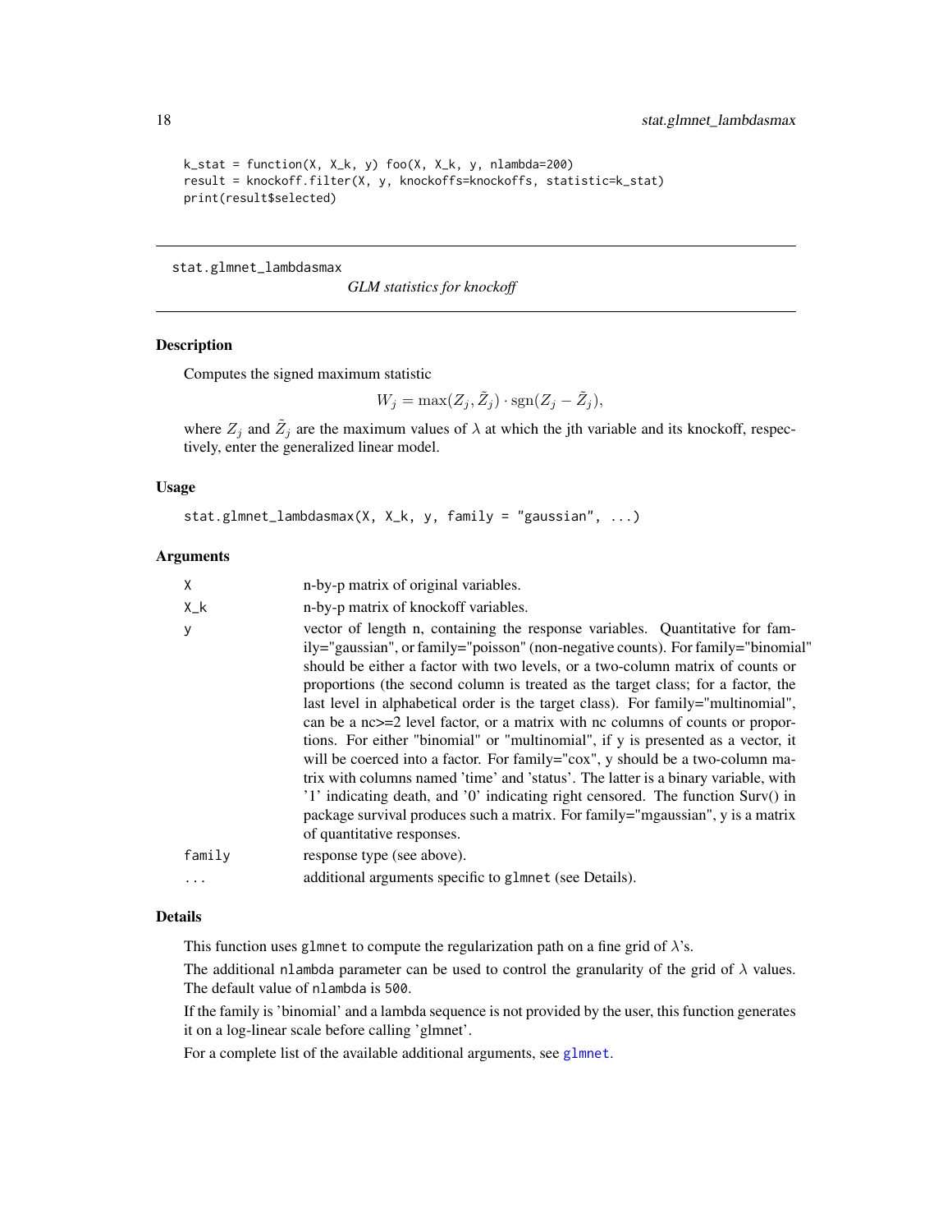```
k_stat = function(X, X_k, y) foo(X, X_k, y, nlambda=200)
result = knockoff.filter(X, y, knockoffs=knockoffs, statistic=k_stat)
print(result$selected)
```

---

## stat.glmnet_lambdasmax

*GLM statistics for knockoff*

---

### Description

Computes the signed maximum statistic

$$W_j = \max(Z_j, \tilde{Z}_j) \cdot \mathrm{sgn}(Z_j - \tilde{Z}_j),$$

where $Z_j$ and $\tilde{Z}_j$ are the maximum values of $\lambda$ at which the jth variable and its knockoff, respectively, enter the generalized linear model.

### Usage

```
stat.glmnet_lambdasmax(X, X_k, y, family = "gaussian", ...)
```

### Arguments

| | |
|---|---|
| X | n-by-p matrix of original variables. |
| X_k | n-by-p matrix of knockoff variables. |
| y | vector of length n, containing the response variables. Quantitative for family="gaussian", or family="poisson" (non-negative counts). For family="binomial" should be either a factor with two levels, or a two-column matrix of counts or proportions (the second column is treated as the target class; for a factor, the last level in alphabetical order is the target class). For family="multinomial", can be a nc>=2 level factor, or a matrix with nc columns of counts or proportions. For either "binomial" or "multinomial", if y is presented as a vector, it will be coerced into a factor. For family="cox", y should be a two-column matrix with columns named 'time' and 'status'. The latter is a binary variable, with '1' indicating death, and '0' indicating right censored. The function Surv() in package survival produces such a matrix. For family="mgaussian", y is a matrix of quantitative responses. |
| family | response type (see above). |
| ... | additional arguments specific to glmnet (see Details). |

### Details

This function uses glmnet to compute the regularization path on a fine grid of $\lambda$'s.

The additional nlambda parameter can be used to control the granularity of the grid of $\lambda$ values. The default value of nlambda is 500.

If the family is 'binomial' and a lambda sequence is not provided by the user, this function generates it on a log-linear scale before calling 'glmnet'.

For a complete list of the available additional arguments, see glmnet.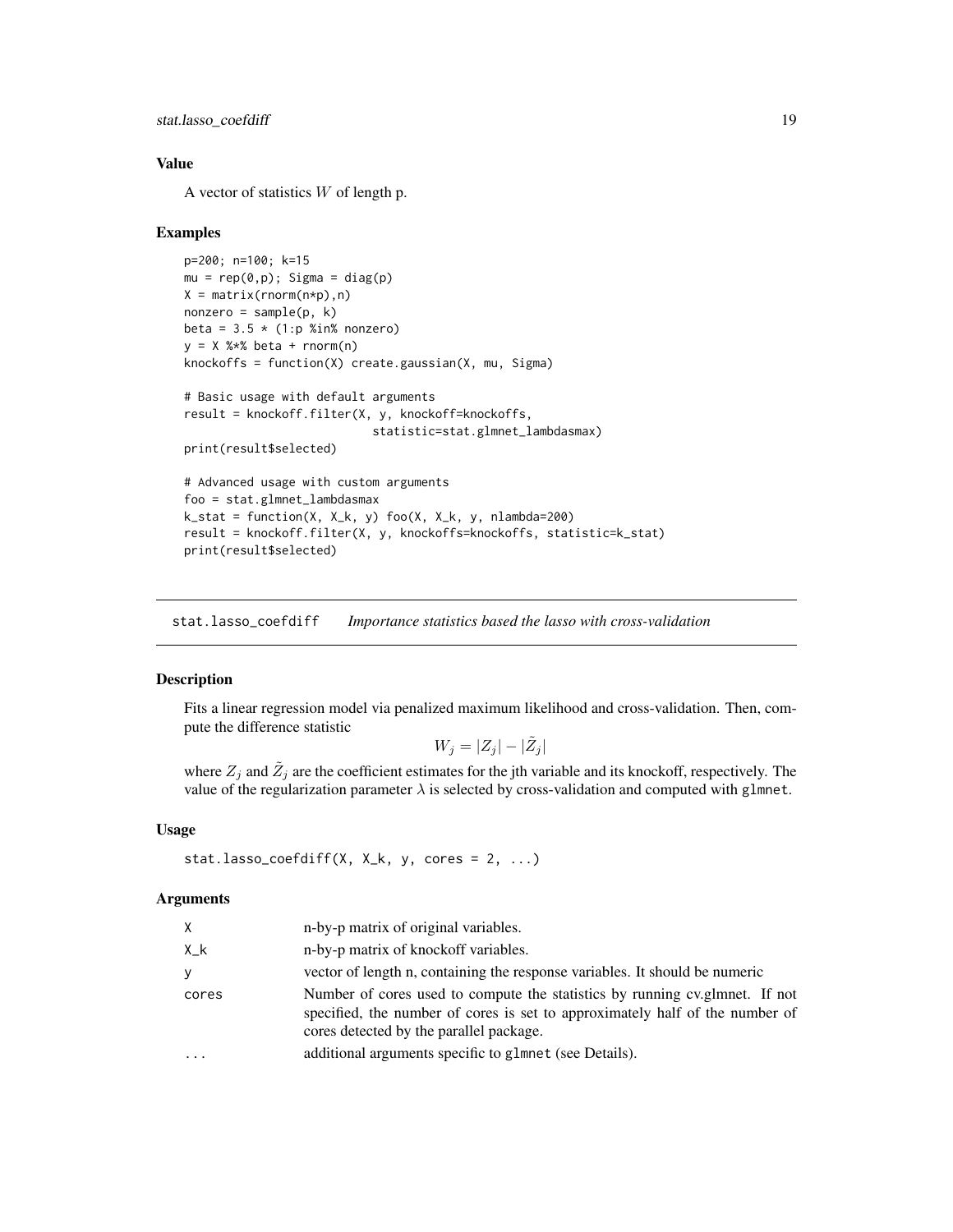### Value

A vector of statistics $W$ of length p.

### Examples

```
p=200; n=100; k=15
mu = rep(0,p); Sigma = diag(p)
X = matrix(rnorm(n*p),n)
nonzero = sample(p, k)
beta = 3.5 * (1:p %in% nonzero)
y = X %*% beta + rnorm(n)
knockoffs = function(X) create.gaussian(X, mu, Sigma)

# Basic usage with default arguments
result = knockoff.filter(X, y, knockoff=knockoffs,
                           statistic=stat.glmnet_lambdasmax)
print(result$selected)

# Advanced usage with custom arguments
foo = stat.glmnet_lambdasmax
k_stat = function(X, X_k, y) foo(X, X_k, y, nlambda=200)
result = knockoff.filter(X, y, knockoffs=knockoffs, statistic=k_stat)
print(result$selected)
```

---

## stat.lasso_coefdiff — *Importance statistics based the lasso with cross-validation*

---

### Description

Fits a linear regression model via penalized maximum likelihood and cross-validation. Then, compute the difference statistic

$$W_j = |Z_j| - |\tilde{Z}_j|$$

where $Z_j$ and $\tilde{Z}_j$ are the coefficient estimates for the jth variable and its knockoff, respectively. The value of the regularization parameter $\lambda$ is selected by cross-validation and computed with `glmnet`.

### Usage

```
stat.lasso_coefdiff(X, X_k, y, cores = 2, ...)
```

### Arguments

| | |
|---|---|
| `X` | n-by-p matrix of original variables. |
| `X_k` | n-by-p matrix of knockoff variables. |
| `y` | vector of length n, containing the response variables. It should be numeric |
| `cores` | Number of cores used to compute the statistics by running cv.glmnet. If not specified, the number of cores is set to approximately half of the number of cores detected by the parallel package. |
| `...` | additional arguments specific to `glmnet` (see Details). |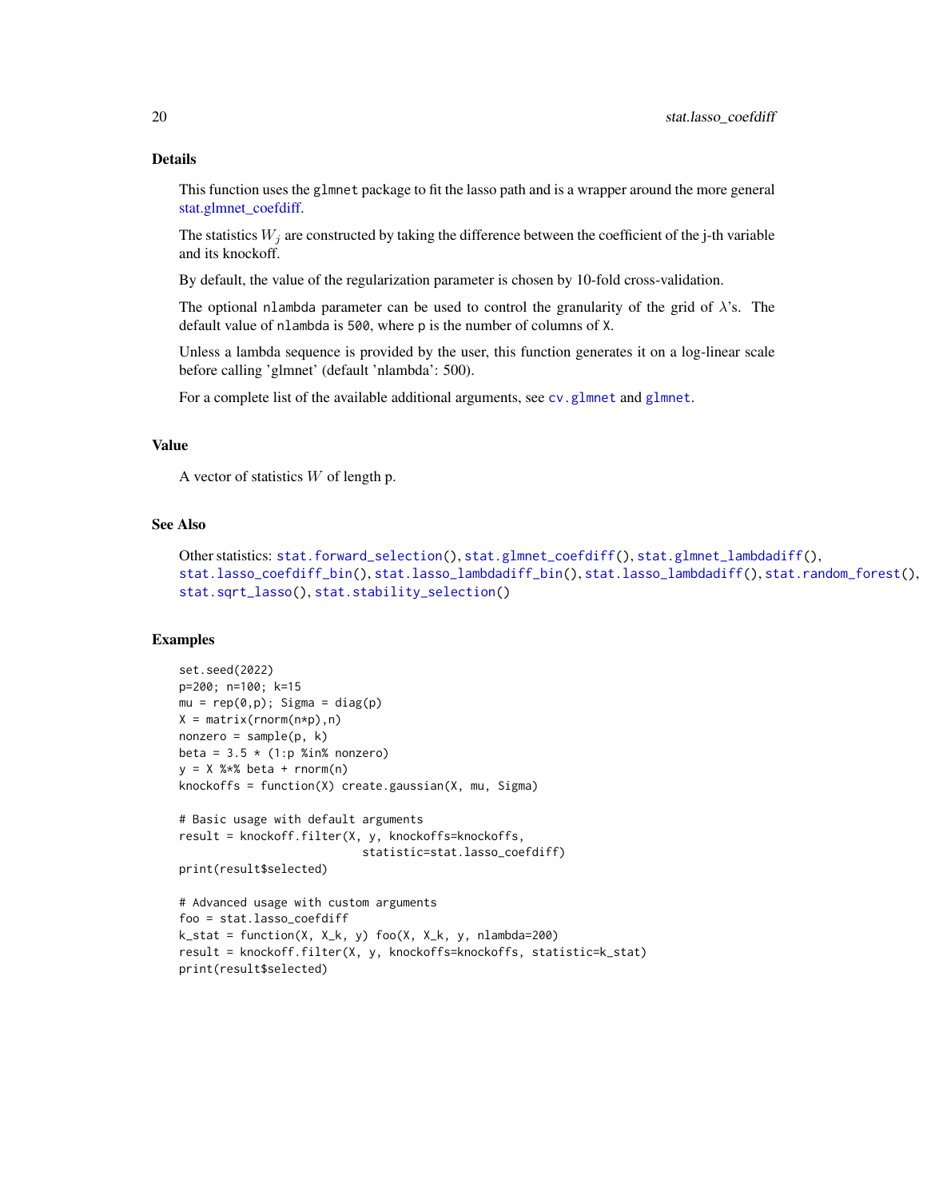## Details

This function uses the `glmnet` package to fit the lasso path and is a wrapper around the more general stat.glmnet_coefdiff.

The statistics $W_j$ are constructed by taking the difference between the coefficient of the j-th variable and its knockoff.

By default, the value of the regularization parameter is chosen by 10-fold cross-validation.

The optional `nlambda` parameter can be used to control the granularity of the grid of $\lambda$'s. The default value of `nlambda` is `500`, where `p` is the number of columns of `X`.

Unless a lambda sequence is provided by the user, this function generates it on a log-linear scale before calling 'glmnet' (default 'nlambda': 500).

For a complete list of the available additional arguments, see `cv.glmnet` and `glmnet`.

## Value

A vector of statistics $W$ of length p.

## See Also

Other statistics: `stat.forward_selection()`, `stat.glmnet_coefdiff()`, `stat.glmnet_lambdadiff()`, `stat.lasso_coefdiff_bin()`, `stat.lasso_lambdadiff_bin()`, `stat.lasso_lambdadiff()`, `stat.random_forest()`, `stat.sqrt_lasso()`, `stat.stability_selection()`

## Examples

```
set.seed(2022)
p=200; n=100; k=15
mu = rep(0,p); Sigma = diag(p)
X = matrix(rnorm(n*p),n)
nonzero = sample(p, k)
beta = 3.5 * (1:p %in% nonzero)
y = X %*% beta + rnorm(n)
knockoffs = function(X) create.gaussian(X, mu, Sigma)

# Basic usage with default arguments
result = knockoff.filter(X, y, knockoffs=knockoffs,
                         statistic=stat.lasso_coefdiff)
print(result$selected)

# Advanced usage with custom arguments
foo = stat.lasso_coefdiff
k_stat = function(X, X_k, y) foo(X, X_k, y, nlambda=200)
result = knockoff.filter(X, y, knockoffs=knockoffs, statistic=k_stat)
print(result$selected)
```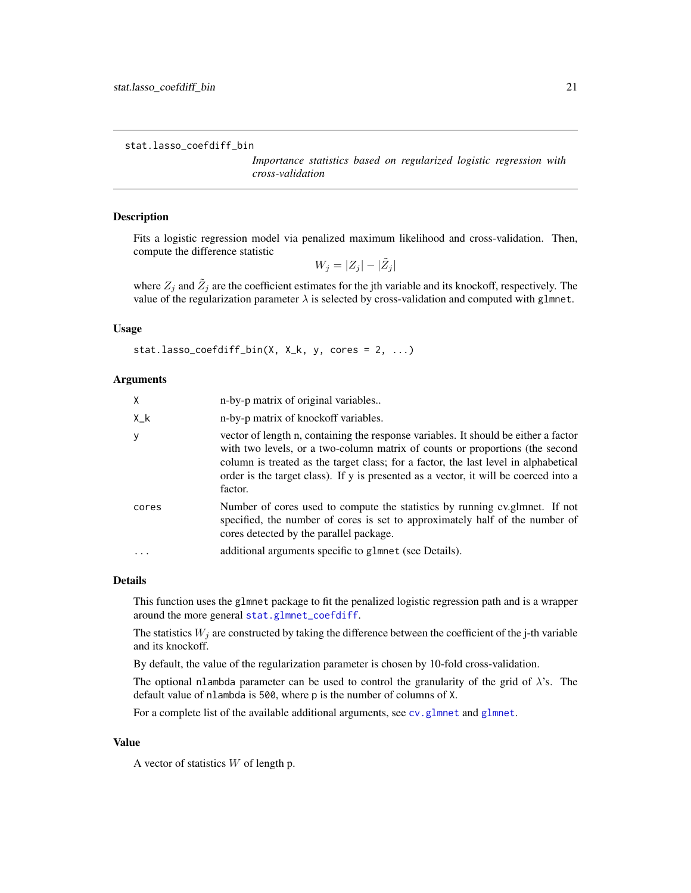stat.lasso_coefdiff_bin

*Importance statistics based on regularized logistic regression with cross-validation*

## Description

Fits a logistic regression model via penalized maximum likelihood and cross-validation. Then, compute the difference statistic

$$W_j = |Z_j| - |\tilde{Z}_j|$$

where $Z_j$ and $\tilde{Z}_j$ are the coefficient estimates for the jth variable and its knockoff, respectively. The value of the regularization parameter $\lambda$ is selected by cross-validation and computed with `glmnet`.

## Usage

```
stat.lasso_coefdiff_bin(X, X_k, y, cores = 2, ...)
```

## Arguments

| | |
|---|---|
| `X` | n-by-p matrix of original variables.. |
| `X_k` | n-by-p matrix of knockoff variables. |
| `y` | vector of length n, containing the response variables. It should be either a factor with two levels, or a two-column matrix of counts or proportions (the second column is treated as the target class; for a factor, the last level in alphabetical order is the target class). If y is presented as a vector, it will be coerced into a factor. |
| `cores` | Number of cores used to compute the statistics by running cv.glmnet. If not specified, the number of cores is set to approximately half of the number of cores detected by the parallel package. |
| `...` | additional arguments specific to `glmnet` (see Details). |

## Details

This function uses the `glmnet` package to fit the penalized logistic regression path and is a wrapper around the more general `stat.glmnet_coefdiff`.

The statistics $W_j$ are constructed by taking the difference between the coefficient of the j-th variable and its knockoff.

By default, the value of the regularization parameter is chosen by 10-fold cross-validation.

The optional `nlambda` parameter can be used to control the granularity of the grid of $\lambda$'s. The default value of `nlambda` is `500`, where `p` is the number of columns of `X`.

For a complete list of the available additional arguments, see `cv.glmnet` and `glmnet`.

## Value

A vector of statistics $W$ of length p.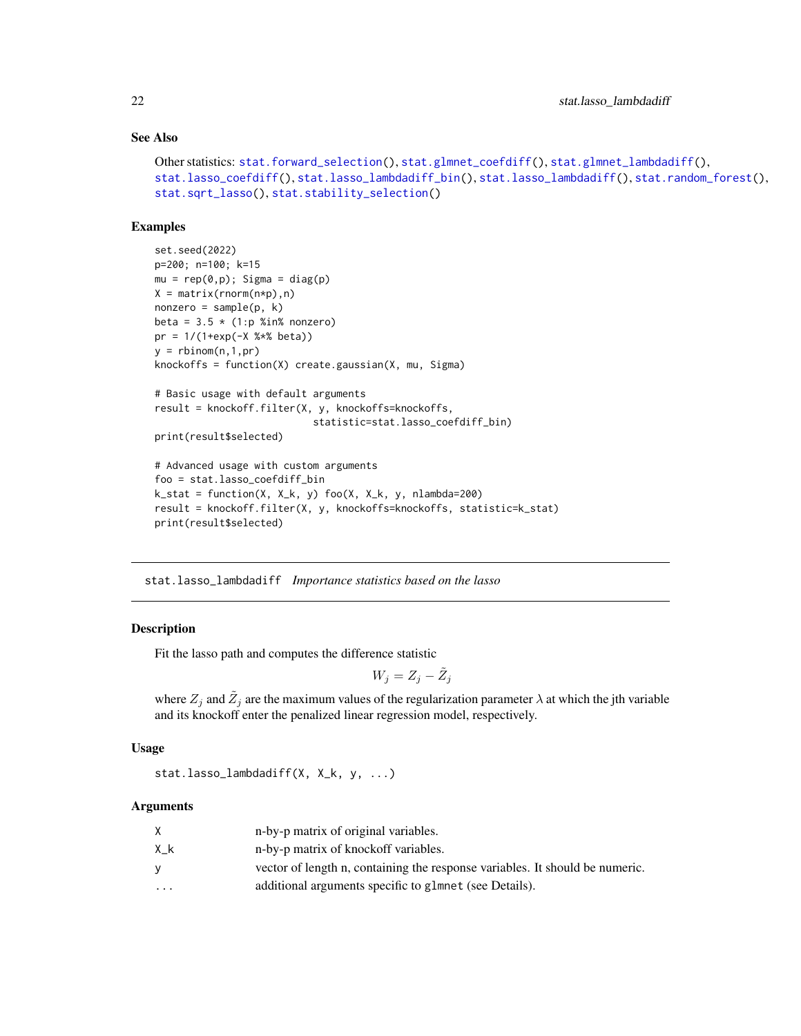### See Also

Other statistics: stat.forward_selection(), stat.glmnet_coefdiff(), stat.glmnet_lambdadiff(), stat.lasso_coefdiff(), stat.lasso_lambdadiff_bin(), stat.lasso_lambdadiff(), stat.random_forest(), stat.sqrt_lasso(), stat.stability_selection()

### Examples

```
set.seed(2022)
p=200; n=100; k=15
mu = rep(0,p); Sigma = diag(p)
X = matrix(rnorm(n*p),n)
nonzero = sample(p, k)
beta = 3.5 * (1:p %in% nonzero)
pr = 1/(1+exp(-X %*% beta))
y = rbinom(n,1,pr)
knockoffs = function(X) create.gaussian(X, mu, Sigma)

# Basic usage with default arguments
result = knockoff.filter(X, y, knockoffs=knockoffs,
                           statistic=stat.lasso_coefdiff_bin)
print(result$selected)

# Advanced usage with custom arguments
foo = stat.lasso_coefdiff_bin
k_stat = function(X, X_k, y) foo(X, X_k, y, nlambda=200)
result = knockoff.filter(X, y, knockoffs=knockoffs, statistic=k_stat)
print(result$selected)
```

---

## stat.lasso_lambdadiff    *Importance statistics based on the lasso*

### Description

Fit the lasso path and computes the difference statistic

$$W_j = Z_j - \tilde{Z}_j$$

where $Z_j$ and $\tilde{Z}_j$ are the maximum values of the regularization parameter $\lambda$ at which the jth variable and its knockoff enter the penalized linear regression model, respectively.

### Usage

```
stat.lasso_lambdadiff(X, X_k, y, ...)
```

### Arguments

| | |
|---|---|
| X | n-by-p matrix of original variables. |
| X_k | n-by-p matrix of knockoff variables. |
| y | vector of length n, containing the response variables. It should be numeric. |
| ... | additional arguments specific to glmnet (see Details). |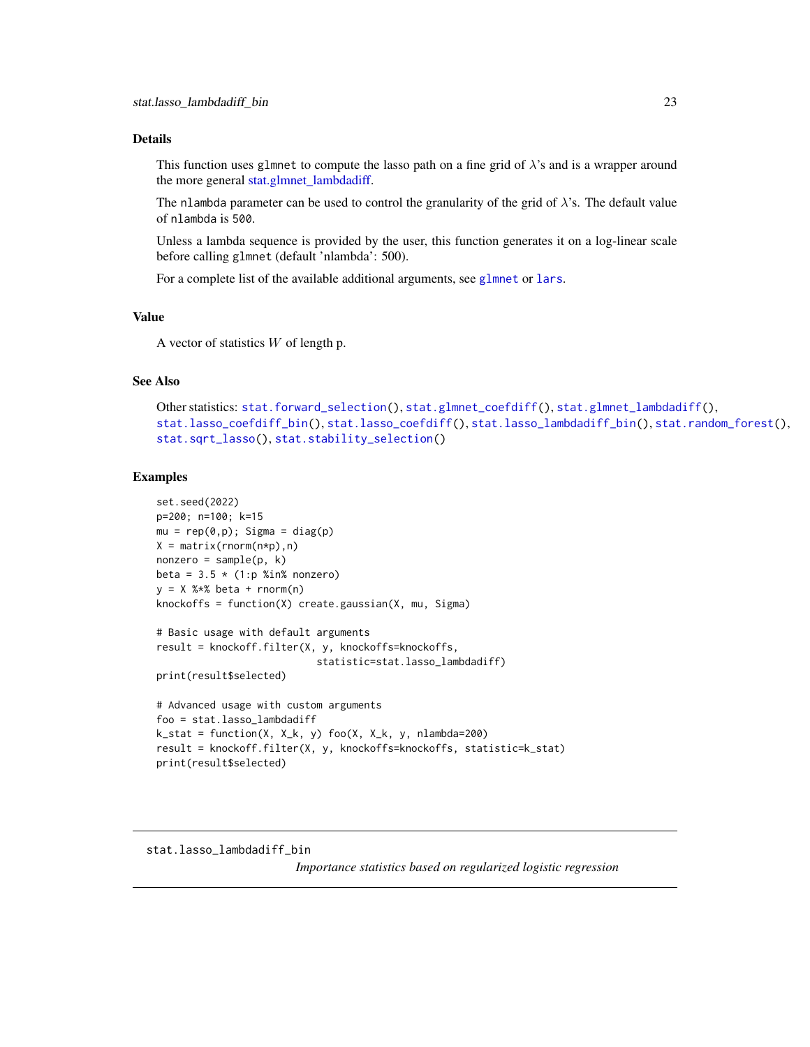## Details

This function uses `glmnet` to compute the lasso path on a fine grid of $\lambda$'s and is a wrapper around the more general stat.glmnet_lambdadiff.

The `nlambda` parameter can be used to control the granularity of the grid of $\lambda$'s. The default value of `nlambda` is `500`.

Unless a lambda sequence is provided by the user, this function generates it on a log-linear scale before calling `glmnet` (default 'nlambda': 500).

For a complete list of the available additional arguments, see `glmnet` or `lars`.

## Value

A vector of statistics $W$ of length p.

## See Also

Other statistics: `stat.forward_selection()`, `stat.glmnet_coefdiff()`, `stat.glmnet_lambdadiff()`, `stat.lasso_coefdiff_bin()`, `stat.lasso_coefdiff()`, `stat.lasso_lambdadiff_bin()`, `stat.random_forest()`, `stat.sqrt_lasso()`, `stat.stability_selection()`

## Examples

```
set.seed(2022)
p=200; n=100; k=15
mu = rep(0,p); Sigma = diag(p)
X = matrix(rnorm(n*p),n)
nonzero = sample(p, k)
beta = 3.5 * (1:p %in% nonzero)
y = X %*% beta + rnorm(n)
knockoffs = function(X) create.gaussian(X, mu, Sigma)

# Basic usage with default arguments
result = knockoff.filter(X, y, knockoffs=knockoffs,
                         statistic=stat.lasso_lambdadiff)
print(result$selected)

# Advanced usage with custom arguments
foo = stat.lasso_lambdadiff
k_stat = function(X, X_k, y) foo(X, X_k, y, nlambda=200)
result = knockoff.filter(X, y, knockoffs=knockoffs, statistic=k_stat)
print(result$selected)
```

---

`stat.lasso_lambdadiff_bin` *Importance statistics based on regularized logistic regression*

---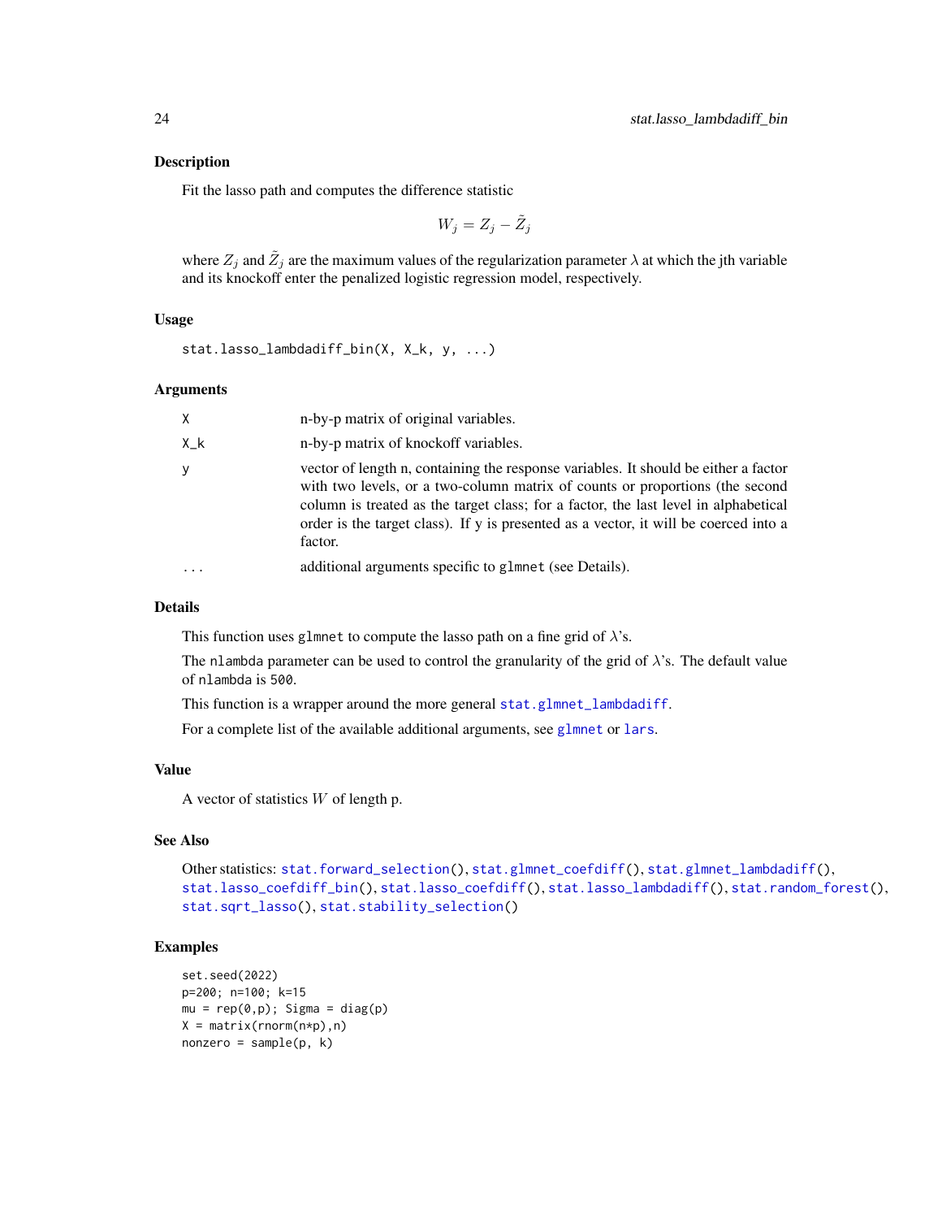## Description

Fit the lasso path and computes the difference statistic

$$W_j = Z_j - \tilde{Z}_j$$

where $Z_j$ and $\tilde{Z}_j$ are the maximum values of the regularization parameter $\lambda$ at which the jth variable and its knockoff enter the penalized logistic regression model, respectively.

## Usage

```
stat.lasso_lambdadiff_bin(X, X_k, y, ...)
```

## Arguments

| | |
|---|---|
| X | n-by-p matrix of original variables. |
| X_k | n-by-p matrix of knockoff variables. |
| y | vector of length n, containing the response variables. It should be either a factor with two levels, or a two-column matrix of counts or proportions (the second column is treated as the target class; for a factor, the last level in alphabetical order is the target class). If y is presented as a vector, it will be coerced into a factor. |
| ... | additional arguments specific to `glmnet` (see Details). |

## Details

This function uses `glmnet` to compute the lasso path on a fine grid of $\lambda$'s.

The `nlambda` parameter can be used to control the granularity of the grid of $\lambda$'s. The default value of `nlambda` is `500`.

This function is a wrapper around the more general `stat.glmnet_lambdadiff`.

For a complete list of the available additional arguments, see `glmnet` or `lars`.

## Value

A vector of statistics $W$ of length p.

## See Also

Other statistics: `stat.forward_selection()`, `stat.glmnet_coefdiff()`, `stat.glmnet_lambdadiff()`, `stat.lasso_coefdiff_bin()`, `stat.lasso_coefdiff()`, `stat.lasso_lambdadiff()`, `stat.random_forest()`, `stat.sqrt_lasso()`, `stat.stability_selection()`

## Examples

```
set.seed(2022)
p=200; n=100; k=15
mu = rep(0,p); Sigma = diag(p)
X = matrix(rnorm(n*p),n)
nonzero = sample(p, k)
```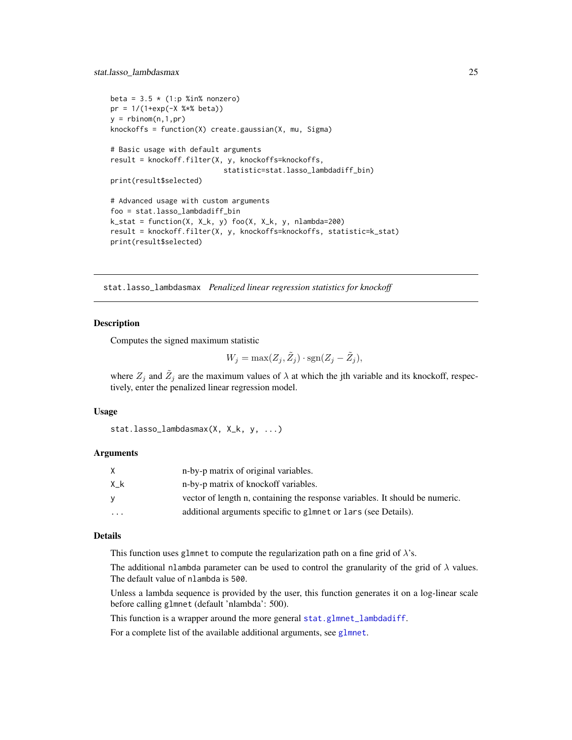```
beta = 3.5 * (1:p %in% nonzero)
pr = 1/(1+exp(-X %*% beta))
y = rbinom(n,1,pr)
knockoffs = function(X) create.gaussian(X, mu, Sigma)

# Basic usage with default arguments
result = knockoff.filter(X, y, knockoffs=knockoffs,
                         statistic=stat.lasso_lambdadiff_bin)
print(result$selected)

# Advanced usage with custom arguments
foo = stat.lasso_lambdadiff_bin
k_stat = function(X, X_k, y) foo(X, X_k, y, nlambda=200)
result = knockoff.filter(X, y, knockoffs=knockoffs, statistic=k_stat)
print(result$selected)
```

## `stat.lasso_lambdasmax` *Penalized linear regression statistics for knockoff*

### Description

Computes the signed maximum statistic

$$W_j = \max(Z_j, \tilde{Z}_j) \cdot \mathrm{sgn}(Z_j - \tilde{Z}_j),$$

where $Z_j$ and $\tilde{Z}_j$ are the maximum values of $\lambda$ at which the jth variable and its knockoff, respectively, enter the penalized linear regression model.

### Usage

```
stat.lasso_lambdasmax(X, X_k, y, ...)
```

### Arguments

| | |
|---|---|
| X | n-by-p matrix of original variables. |
| X_k | n-by-p matrix of knockoff variables. |
| y | vector of length n, containing the response variables. It should be numeric. |
| ... | additional arguments specific to glmnet or lars (see Details). |

### Details

This function uses glmnet to compute the regularization path on a fine grid of $\lambda$'s.

The additional nlambda parameter can be used to control the granularity of the grid of $\lambda$ values. The default value of nlambda is 500.

Unless a lambda sequence is provided by the user, this function generates it on a log-linear scale before calling glmnet (default 'nlambda': 500).

This function is a wrapper around the more general stat.glmnet_lambdadiff.

For a complete list of the available additional arguments, see glmnet.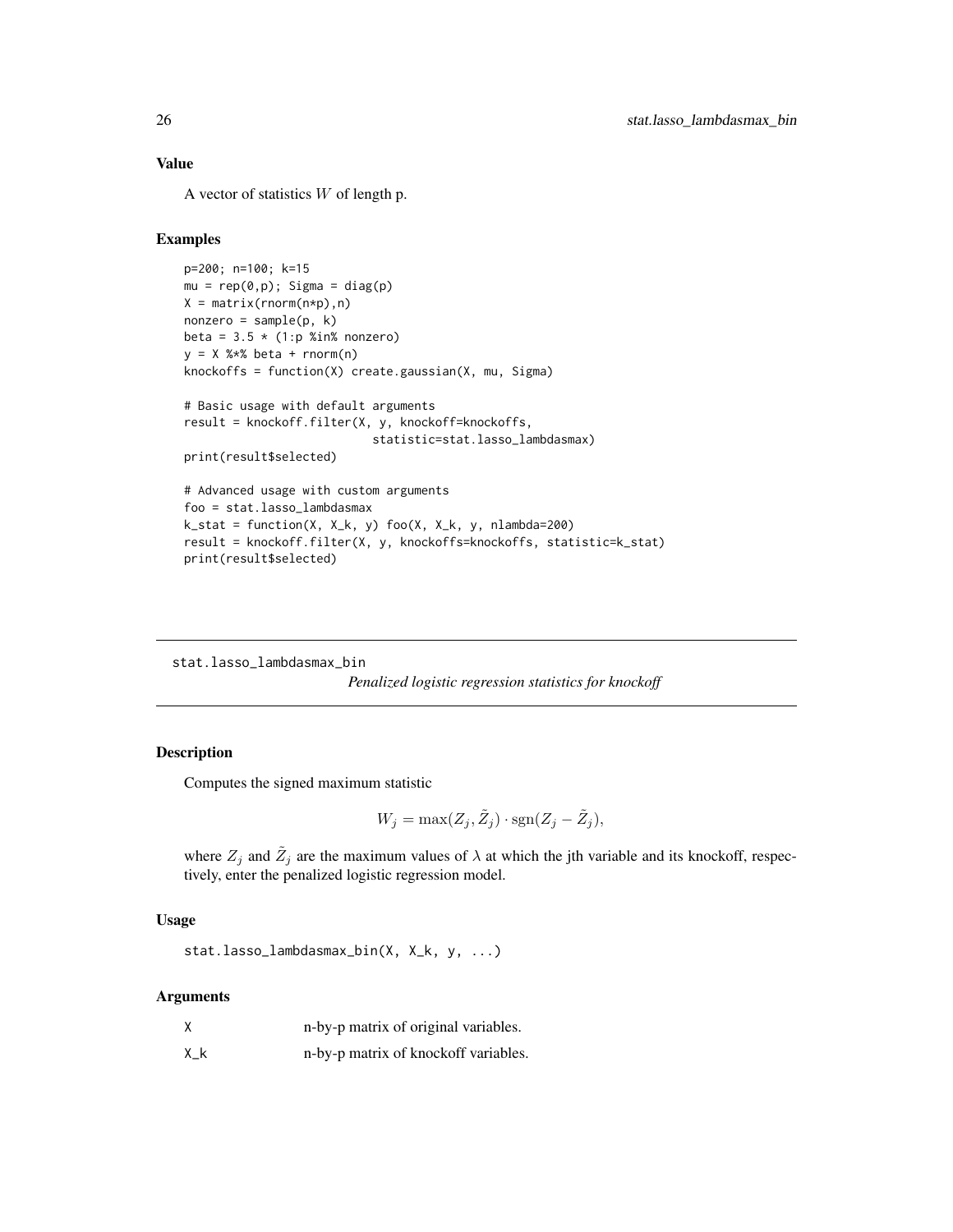### Value

A vector of statistics $W$ of length p.

### Examples

```
p=200; n=100; k=15
mu = rep(0,p); Sigma = diag(p)
X = matrix(rnorm(n*p),n)
nonzero = sample(p, k)
beta = 3.5 * (1:p %in% nonzero)
y = X %*% beta + rnorm(n)
knockoffs = function(X) create.gaussian(X, mu, Sigma)

# Basic usage with default arguments
result = knockoff.filter(X, y, knockoff=knockoffs,
                         statistic=stat.lasso_lambdasmax)
print(result$selected)

# Advanced usage with custom arguments
foo = stat.lasso_lambdasmax
k_stat = function(X, X_k, y) foo(X, X_k, y, nlambda=200)
result = knockoff.filter(X, y, knockoffs=knockoffs, statistic=k_stat)
print(result$selected)
```

---

## stat.lasso_lambdasmax_bin

*Penalized logistic regression statistics for knockoff*

---

### Description

Computes the signed maximum statistic

$$W_j = \max(Z_j, \tilde{Z}_j) \cdot \mathrm{sgn}(Z_j - \tilde{Z}_j),$$

where $Z_j$ and $\tilde{Z}_j$ are the maximum values of $\lambda$ at which the jth variable and its knockoff, respectively, enter the penalized logistic regression model.

### Usage

```
stat.lasso_lambdasmax_bin(X, X_k, y, ...)
```

### Arguments

| | |
|---|---|
| X | n-by-p matrix of original variables. |
| X_k | n-by-p matrix of knockoff variables. |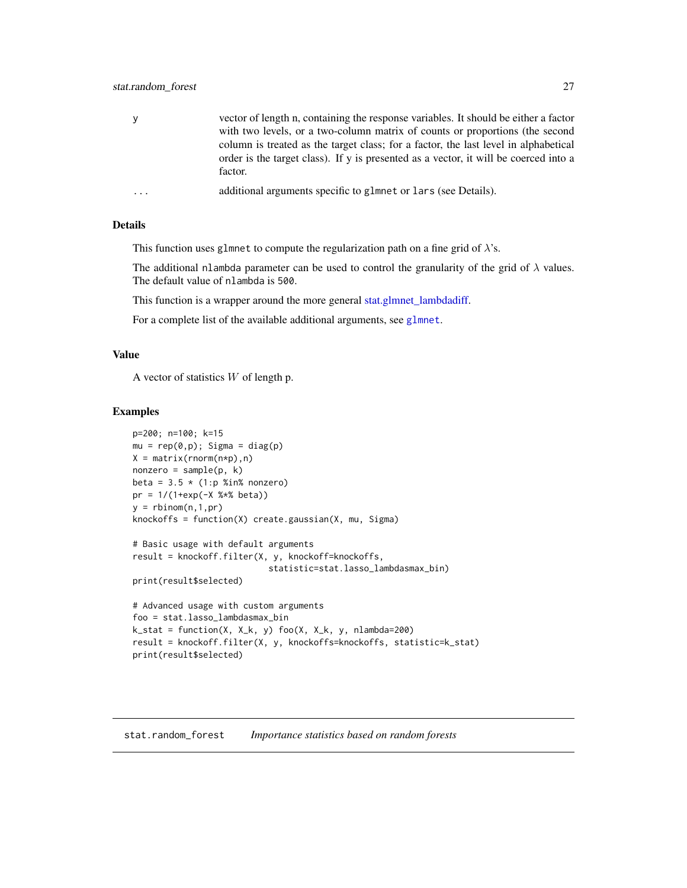| | |
|---|---|
| y | vector of length n, containing the response variables. It should be either a factor with two levels, or a two-column matrix of counts or proportions (the second column is treated as the target class; for a factor, the last level in alphabetical order is the target class). If y is presented as a vector, it will be coerced into a factor. |
| ... | additional arguments specific to glmnet or lars (see Details). |

### Details

This function uses glmnet to compute the regularization path on a fine grid of $\lambda$'s.

The additional nlambda parameter can be used to control the granularity of the grid of $\lambda$ values. The default value of nlambda is 500.

This function is a wrapper around the more general stat.glmnet_lambdadiff.

For a complete list of the available additional arguments, see glmnet.

### Value

A vector of statistics $W$ of length p.

### Examples

```
p=200; n=100; k=15
mu = rep(0,p); Sigma = diag(p)
X = matrix(rnorm(n*p),n)
nonzero = sample(p, k)
beta = 3.5 * (1:p %in% nonzero)
pr = 1/(1+exp(-X %*% beta))
y = rbinom(n,1,pr)
knockoffs = function(X) create.gaussian(X, mu, Sigma)

# Basic usage with default arguments
result = knockoff.filter(X, y, knockoff=knockoffs,
                         statistic=stat.lasso_lambdasmax_bin)
print(result$selected)

# Advanced usage with custom arguments
foo = stat.lasso_lambdasmax_bin
k_stat = function(X, X_k, y) foo(X, X_k, y, nlambda=200)
result = knockoff.filter(X, y, knockoffs=knockoffs, statistic=k_stat)
print(result$selected)
```

## stat.random_forest *Importance statistics based on random forests*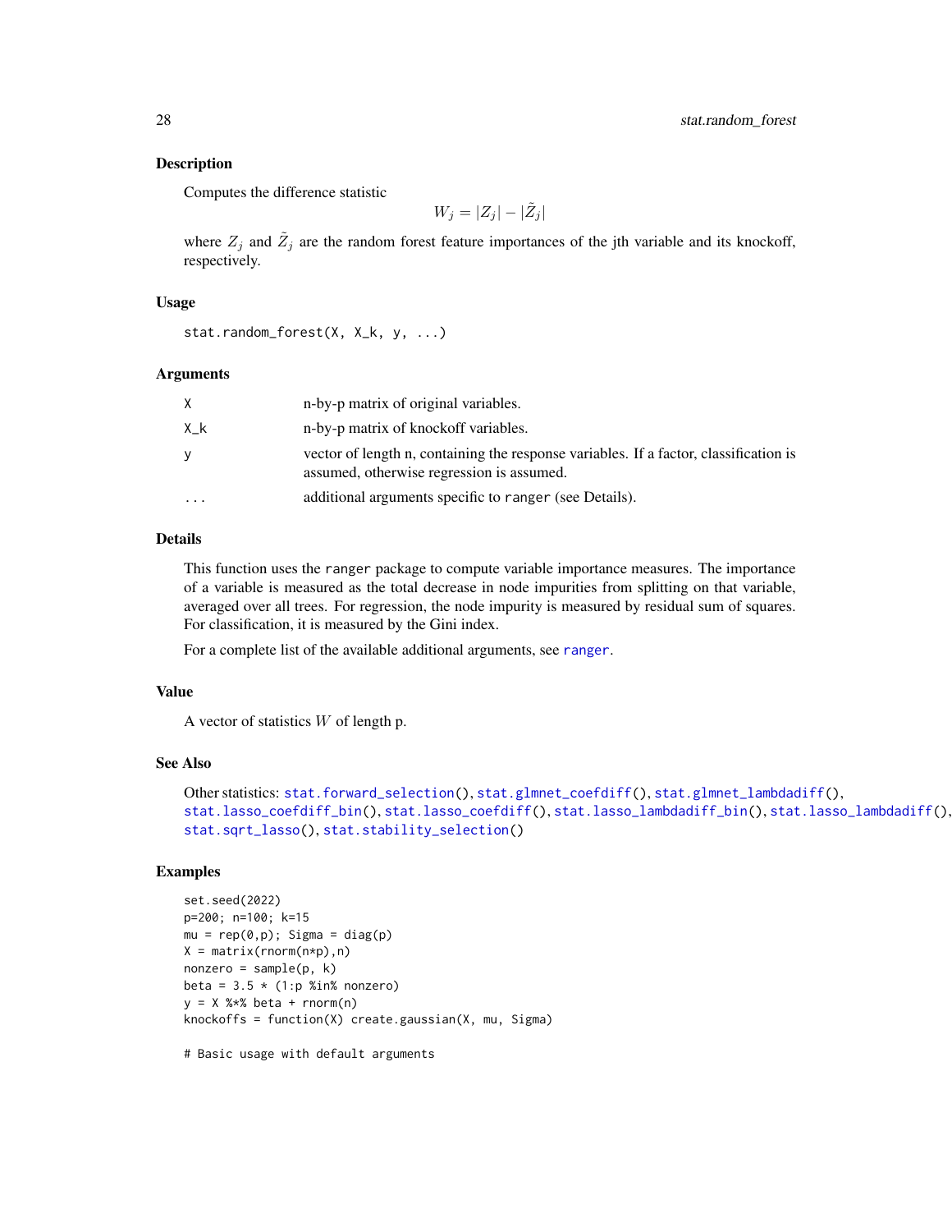## Description

Computes the difference statistic

$$W_j = |Z_j| - |\tilde{Z}_j|$$

where $Z_j$ and $\tilde{Z}_j$ are the random forest feature importances of the jth variable and its knockoff, respectively.

## Usage

```
stat.random_forest(X, X_k, y, ...)
```

## Arguments

| | |
|---|---|
| X | n-by-p matrix of original variables. |
| X_k | n-by-p matrix of knockoff variables. |
| y | vector of length n, containing the response variables. If a factor, classification is assumed, otherwise regression is assumed. |
| ... | additional arguments specific to ranger (see Details). |

## Details

This function uses the ranger package to compute variable importance measures. The importance of a variable is measured as the total decrease in node impurities from splitting on that variable, averaged over all trees. For regression, the node impurity is measured by residual sum of squares. For classification, it is measured by the Gini index.

For a complete list of the available additional arguments, see ranger.

## Value

A vector of statistics $W$ of length p.

## See Also

Other statistics: stat.forward_selection(), stat.glmnet_coefdiff(), stat.glmnet_lambdadiff(), stat.lasso_coefdiff_bin(), stat.lasso_coefdiff(), stat.lasso_lambdadiff_bin(), stat.lasso_lambdadiff(), stat.sqrt_lasso(), stat.stability_selection()

## Examples

```
set.seed(2022)
p=200; n=100; k=15
mu = rep(0,p); Sigma = diag(p)
X = matrix(rnorm(n*p),n)
nonzero = sample(p, k)
beta = 3.5 * (1:p %in% nonzero)
y = X %*% beta + rnorm(n)
knockoffs = function(X) create.gaussian(X, mu, Sigma)

# Basic usage with default arguments
```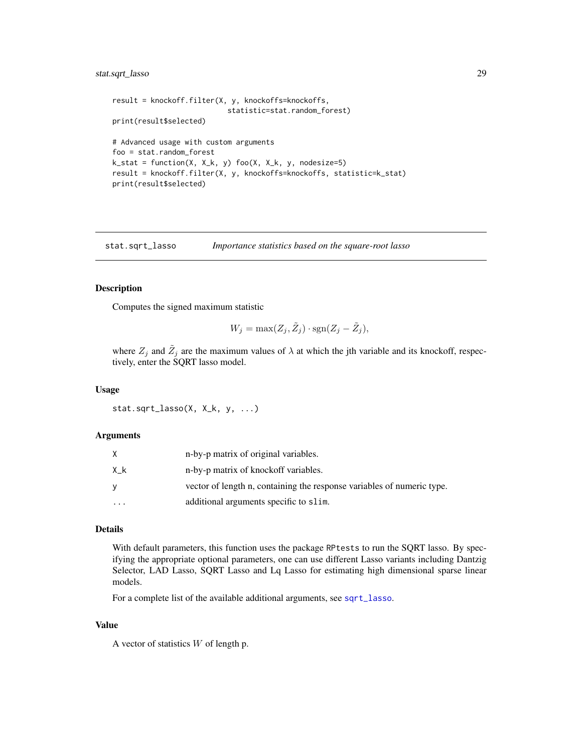```
result = knockoff.filter(X, y, knockoffs=knockoffs,
                         statistic=stat.random_forest)
print(result$selected)

# Advanced usage with custom arguments
foo = stat.random_forest
k_stat = function(X, X_k, y) foo(X, X_k, y, nodesize=5)
result = knockoff.filter(X, y, knockoffs=knockoffs, statistic=k_stat)
print(result$selected)
```

---

## stat.sqrt_lasso *Importance statistics based on the square-root lasso*

---

### Description

Computes the signed maximum statistic

$$W_j = \max(Z_j, \tilde{Z}_j) \cdot \mathrm{sgn}(Z_j - \tilde{Z}_j),$$

where $Z_j$ and $\tilde{Z}_j$ are the maximum values of $\lambda$ at which the jth variable and its knockoff, respectively, enter the SQRT lasso model.

### Usage

```
stat.sqrt_lasso(X, X_k, y, ...)
```

### Arguments

| | |
|---|---|
| X | n-by-p matrix of original variables. |
| X_k | n-by-p matrix of knockoff variables. |
| y | vector of length n, containing the response variables of numeric type. |
| ... | additional arguments specific to slim. |

### Details

With default parameters, this function uses the package RPtests to run the SQRT lasso. By specifying the appropriate optional parameters, one can use different Lasso variants including Dantzig Selector, LAD Lasso, SQRT Lasso and Lq Lasso for estimating high dimensional sparse linear models.

For a complete list of the available additional arguments, see sqrt_lasso.

### Value

A vector of statistics $W$ of length p.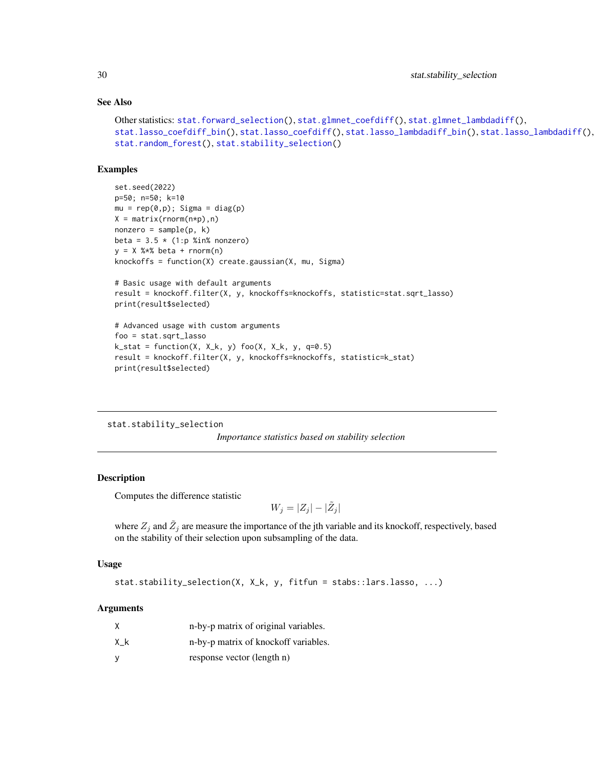### See Also

Other statistics: stat.forward_selection(), stat.glmnet_coefdiff(), stat.glmnet_lambdadiff(), stat.lasso_coefdiff_bin(), stat.lasso_coefdiff(), stat.lasso_lambdadiff_bin(), stat.lasso_lambdadiff(), stat.random_forest(), stat.stability_selection()

### Examples

```
set.seed(2022)
p=50; n=50; k=10
mu = rep(0,p); Sigma = diag(p)
X = matrix(rnorm(n*p),n)
nonzero = sample(p, k)
beta = 3.5 * (1:p %in% nonzero)
y = X %*% beta + rnorm(n)
knockoffs = function(X) create.gaussian(X, mu, Sigma)

# Basic usage with default arguments
result = knockoff.filter(X, y, knockoffs=knockoffs, statistic=stat.sqrt_lasso)
print(result$selected)

# Advanced usage with custom arguments
foo = stat.sqrt_lasso
k_stat = function(X, X_k, y) foo(X, X_k, y, q=0.5)
result = knockoff.filter(X, y, knockoffs=knockoffs, statistic=k_stat)
print(result$selected)
```

---

## stat.stability_selection

*Importance statistics based on stability selection*

---

### Description

Computes the difference statistic

$$W_j = |Z_j| - |\tilde{Z}_j|$$

where $Z_j$ and $\tilde{Z}_j$ are measure the importance of the jth variable and its knockoff, respectively, based on the stability of their selection upon subsampling of the data.

### Usage

```
stat.stability_selection(X, X_k, y, fitfun = stabs::lars.lasso, ...)
```

### Arguments

| | |
|---|---|
| X | n-by-p matrix of original variables. |
| X_k | n-by-p matrix of knockoff variables. |
| y | response vector (length n) |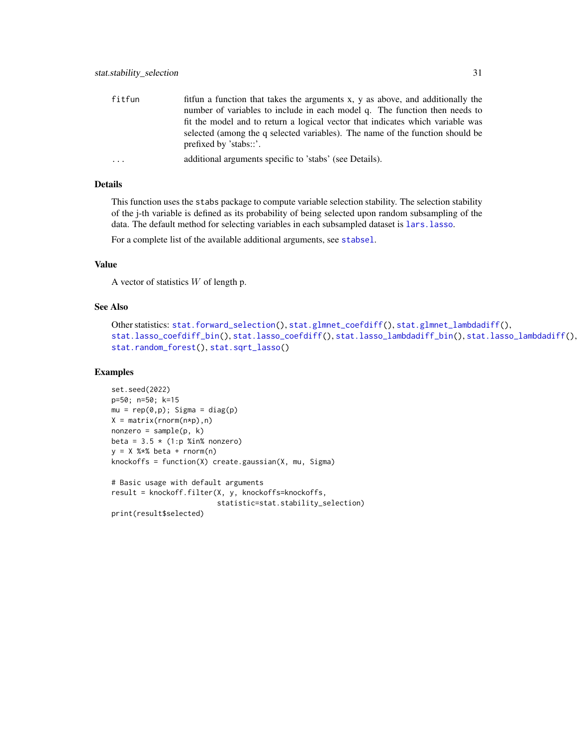| | |
|---|---|
| fitfun | fitfun a function that takes the arguments x, y as above, and additionally the number of variables to include in each model q. The function then needs to fit the model and to return a logical vector that indicates which variable was selected (among the q selected variables). The name of the function should be prefixed by 'stabs::'. |
| ... | additional arguments specific to 'stabs' (see Details). |

## Details

This function uses the `stabs` package to compute variable selection stability. The selection stability of the j-th variable is defined as its probability of being selected upon random subsampling of the data. The default method for selecting variables in each subsampled dataset is `lars.lasso`.

For a complete list of the available additional arguments, see `stabsel`.

## Value

A vector of statistics $W$ of length p.

## See Also

Other statistics: `stat.forward_selection()`, `stat.glmnet_coefdiff()`, `stat.glmnet_lambdadiff()`, `stat.lasso_coefdiff_bin()`, `stat.lasso_coefdiff()`, `stat.lasso_lambdadiff_bin()`, `stat.lasso_lambdadiff()`, `stat.random_forest()`, `stat.sqrt_lasso()`

## Examples

```
set.seed(2022)
p=50; n=50; k=15
mu = rep(0,p); Sigma = diag(p)
X = matrix(rnorm(n*p),n)
nonzero = sample(p, k)
beta = 3.5 * (1:p %in% nonzero)
y = X %*% beta + rnorm(n)
knockoffs = function(X) create.gaussian(X, mu, Sigma)

# Basic usage with default arguments
result = knockoff.filter(X, y, knockoffs=knockoffs,
                         statistic=stat.stability_selection)
print(result$selected)
```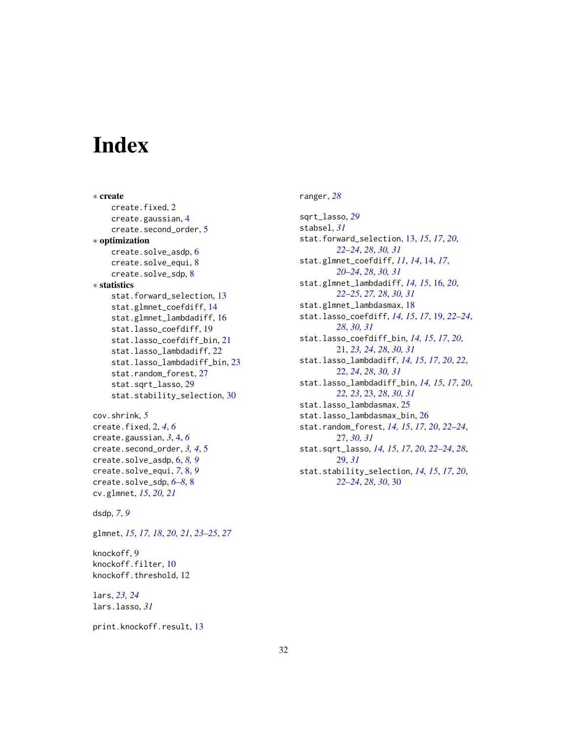# Index

* **create**
  - create.fixed, 2
  - create.gaussian, 4
  - create.second_order, 5
* **optimization**
  - create.solve_asdp, 6
  - create.solve_equi, 8
  - create.solve_sdp, 8
* **statistics**
  - stat.forward_selection, 13
  - stat.glmnet_coefdiff, 14
  - stat.glmnet_lambdadiff, 16
  - stat.lasso_coefdiff, 19
  - stat.lasso_coefdiff_bin, 21
  - stat.lasso_lambdadiff, 22
  - stat.lasso_lambdadiff_bin, 23
  - stat.random_forest, 27
  - stat.sqrt_lasso, 29
  - stat.stability_selection, 30

cov.shrink, *5*
create.fixed, 2, *4*, *6*
create.gaussian, *3*, 4, *6*
create.second_order, *3, 4*, 5
create.solve_asdp, 6, *8, 9*
create.solve_equi, *7*, 8, *9*
create.solve_sdp, *6–8*, 8
cv.glmnet, *15*, *20, 21*

dsdp, *7*, *9*

glmnet, *15*, *17, 18*, *20, 21*, *23–25*, *27*

knockoff, 9
knockoff.filter, 10
knockoff.threshold, 12

lars, *23, 24*
lars.lasso, *31*

print.knockoff.result, 13

ranger, *28*

sqrt_lasso, *29*
stabsel, *31*
stat.forward_selection, 13, *15*, *17*, *20*, *22–24*, *28*, *30, 31*
stat.glmnet_coefdiff, *11*, *14*, 14, *17*, *20–24*, *28*, *30, 31*
stat.glmnet_lambdadiff, *14, 15*, 16, *20*, *22–25*, *27, 28*, *30, 31*
stat.glmnet_lambdasmax, 18
stat.lasso_coefdiff, *14, 15*, *17*, 19, *22–24*, *28*, *30, 31*
stat.lasso_coefdiff_bin, *14, 15*, *17*, *20*, 21, *23, 24*, *28*, *30, 31*
stat.lasso_lambdadiff, *14, 15*, *17*, *20*, *22*, 22, *24*, *28*, *30, 31*
stat.lasso_lambdadiff_bin, *14, 15*, *17*, *20*, *22, 23*, 23, *28*, *30, 31*
stat.lasso_lambdasmax, 25
stat.lasso_lambdasmax_bin, 26
stat.random_forest, *14, 15*, *17*, *20*, *22–24*, 27, *30, 31*
stat.sqrt_lasso, *14, 15*, *17*, *20*, *22–24*, *28*, 29, *31*
stat.stability_selection, *14, 15*, *17*, *20*, *22–24*, *28*, *30*, 30